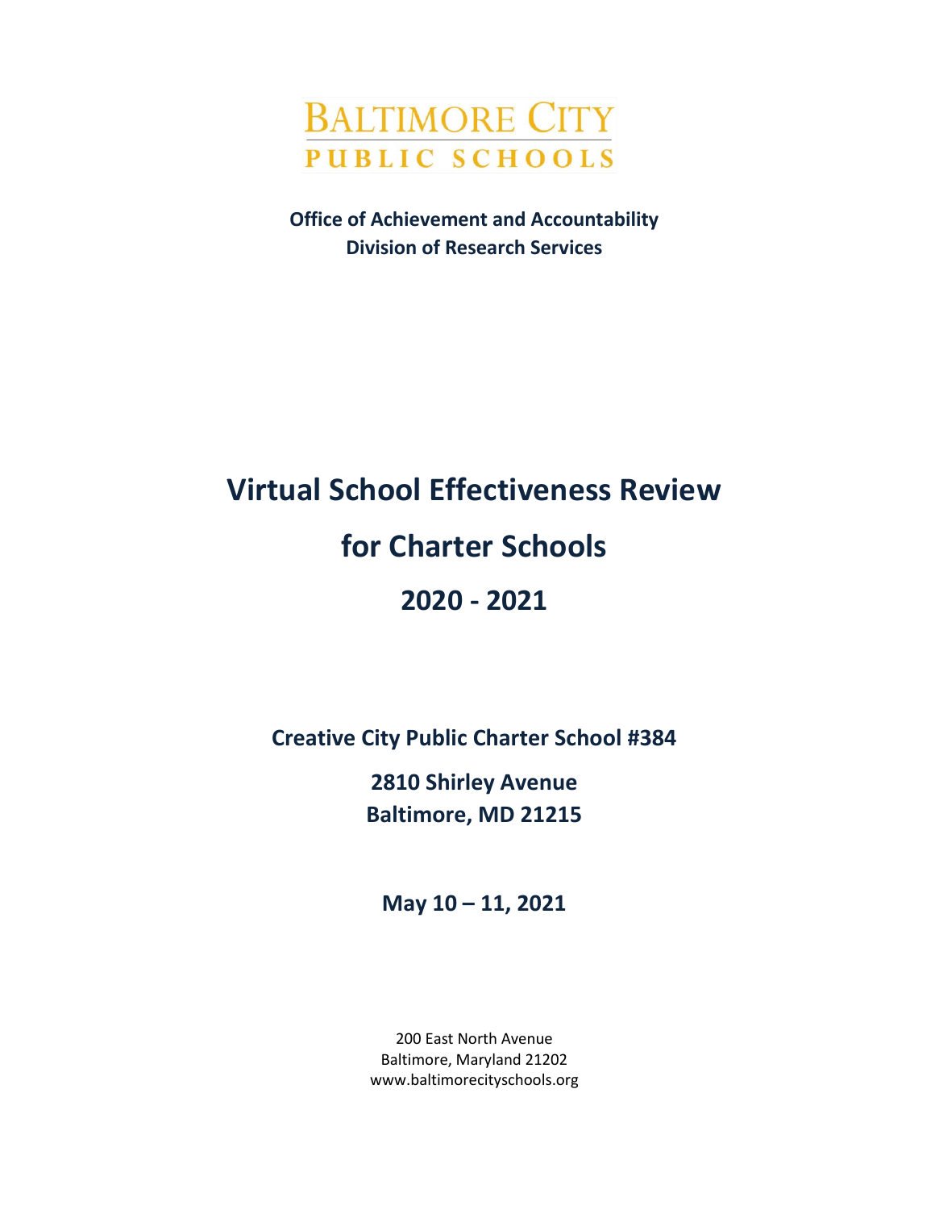BALTIMORE CITY
PUBLIC SCHOOLS

**Office of Achievement and Accountability**
**Division of Research Services**

# Virtual School Effectiveness Review

# for Charter Schools

# 2020 - 2021

**Creative City Public Charter School #384**

**2810 Shirley Avenue**
**Baltimore, MD 21215**

**May 10 – 11, 2021**

200 East North Avenue
Baltimore, Maryland 21202
www.baltimorecityschools.org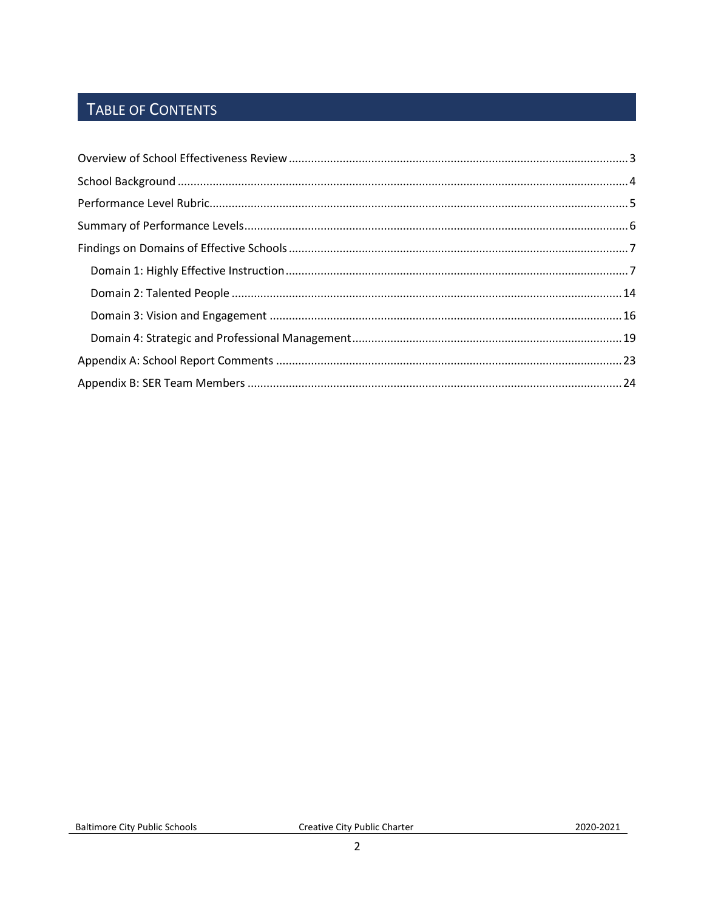# TABLE OF CONTENTS

Overview of School Effectiveness Review .......... 3
School Background .......... 4
Performance Level Rubric .......... 5
Summary of Performance Levels .......... 6
Findings on Domains of Effective Schools .......... 7
- Domain 1: Highly Effective Instruction .......... 7
- Domain 2: Talented People .......... 14
- Domain 3: Vision and Engagement .......... 16
- Domain 4: Strategic and Professional Management .......... 19

Appendix A: School Report Comments .......... 23
Appendix B: SER Team Members .......... 24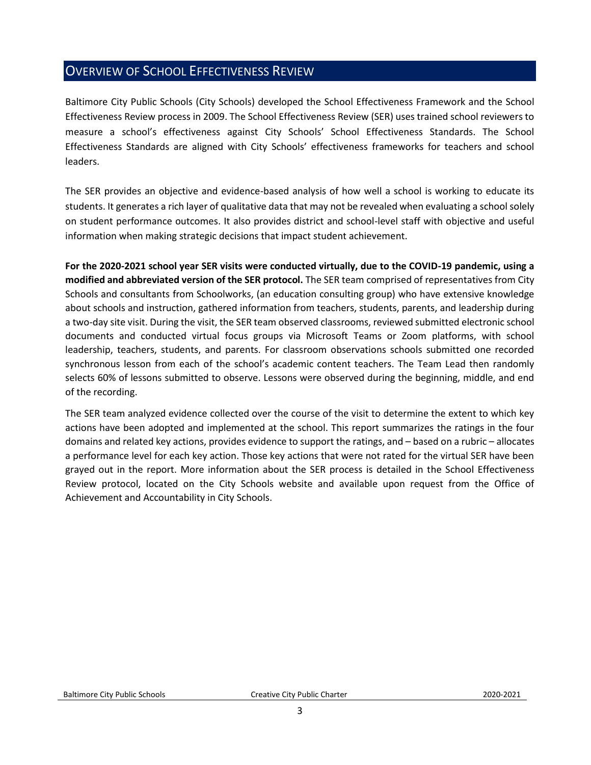## Overview of School Effectiveness Review

Baltimore City Public Schools (City Schools) developed the School Effectiveness Framework and the School Effectiveness Review process in 2009. The School Effectiveness Review (SER) uses trained school reviewers to measure a school's effectiveness against City Schools' School Effectiveness Standards. The School Effectiveness Standards are aligned with City Schools' effectiveness frameworks for teachers and school leaders.

The SER provides an objective and evidence-based analysis of how well a school is working to educate its students. It generates a rich layer of qualitative data that may not be revealed when evaluating a school solely on student performance outcomes. It also provides district and school-level staff with objective and useful information when making strategic decisions that impact student achievement.

**For the 2020-2021 school year SER visits were conducted virtually, due to the COVID-19 pandemic, using a modified and abbreviated version of the SER protocol.** The SER team comprised of representatives from City Schools and consultants from Schoolworks, (an education consulting group) who have extensive knowledge about schools and instruction, gathered information from teachers, students, parents, and leadership during a two-day site visit. During the visit, the SER team observed classrooms, reviewed submitted electronic school documents and conducted virtual focus groups via Microsoft Teams or Zoom platforms, with school leadership, teachers, students, and parents. For classroom observations schools submitted one recorded synchronous lesson from each of the school's academic content teachers. The Team Lead then randomly selects 60% of lessons submitted to observe. Lessons were observed during the beginning, middle, and end of the recording.

The SER team analyzed evidence collected over the course of the visit to determine the extent to which key actions have been adopted and implemented at the school. This report summarizes the ratings in the four domains and related key actions, provides evidence to support the ratings, and – based on a rubric – allocates a performance level for each key action. Those key actions that were not rated for the virtual SER have been grayed out in the report. More information about the SER process is detailed in the School Effectiveness Review protocol, located on the City Schools website and available upon request from the Office of Achievement and Accountability in City Schools.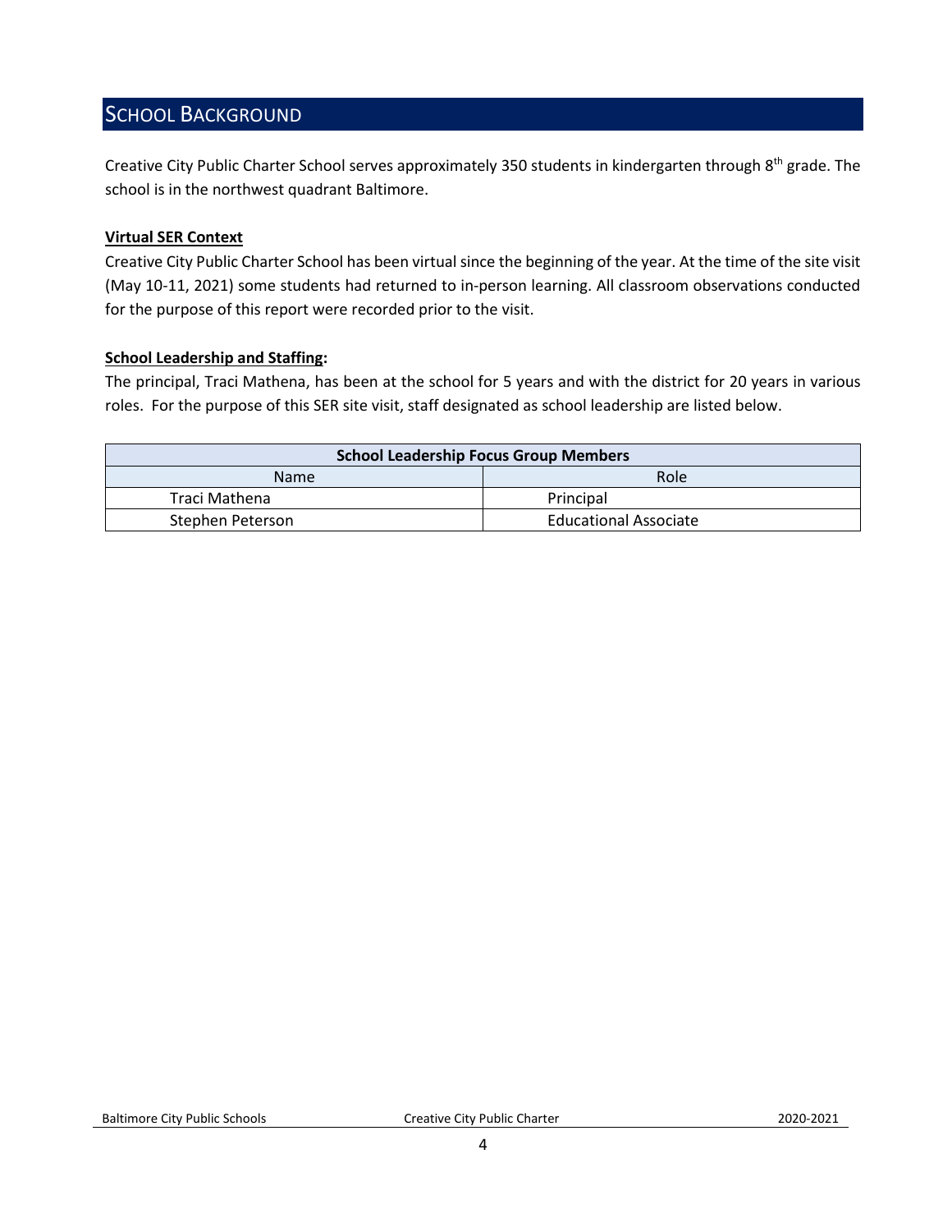## SCHOOL BACKGROUND

Creative City Public Charter School serves approximately 350 students in kindergarten through 8th grade. The school is in the northwest quadrant Baltimore.

**Virtual SER Context**

Creative City Public Charter School has been virtual since the beginning of the year. At the time of the site visit (May 10-11, 2021) some students had returned to in-person learning. All classroom observations conducted for the purpose of this report were recorded prior to the visit.

**School Leadership and Staffing:**

The principal, Traci Mathena, has been at the school for 5 years and with the district for 20 years in various roles. For the purpose of this SER site visit, staff designated as school leadership are listed below.

| School Leadership Focus Group Members | |
|---|---|
| Name | Role |
| Traci Mathena | Principal |
| Stephen Peterson | Educational Associate |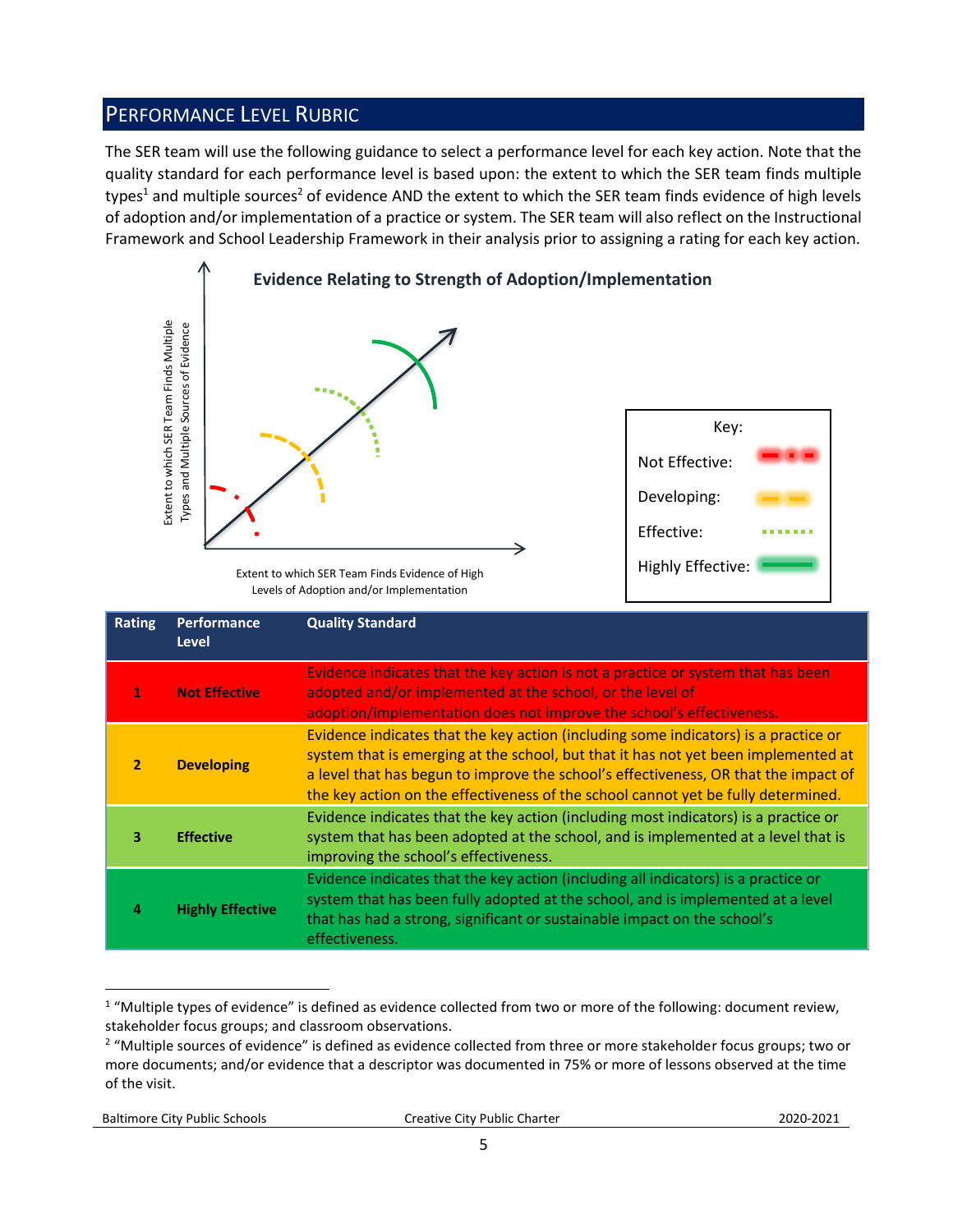## Performance Level Rubric

The SER team will use the following guidance to select a performance level for each key action. Note that the quality standard for each performance level is based upon: the extent to which the SER team finds multiple types[1] and multiple sources[2] of evidence AND the extent to which the SER team finds evidence of high levels of adoption and/or implementation of a practice or system. The SER team will also reflect on the Instructional Framework and School Leadership Framework in their analysis prior to assigning a rating for each key action.

**Evidence Relating to Strength of Adoption/Implementation**

Extent to which SER Team Finds Multiple Types and Multiple Sources of Evidence

Extent to which SER Team Finds Evidence of High Levels of Adoption and/or Implementation

Key:
- Not Effective
- Developing
- Effective
- Highly Effective

| Rating | Performance Level | Quality Standard |
|---|---|---|
| 1 | **Not Effective** | Evidence indicates that the key action is not a practice or system that has been adopted and/or implemented at the school, or the level of adoption/implementation does not improve the school's effectiveness. |
| 2 | **Developing** | Evidence indicates that the key action (including some indicators) is a practice or system that is emerging at the school, but that it has not yet been implemented at a level that has begun to improve the school's effectiveness, OR that the impact of the key action on the effectiveness of the school cannot yet be fully determined. |
| 3 | **Effective** | Evidence indicates that the key action (including most indicators) is a practice or system that has been adopted at the school, and is implemented at a level that is improving the school's effectiveness. |
| 4 | **Highly Effective** | Evidence indicates that the key action (including all indicators) is a practice or system that has been fully adopted at the school, and is implemented at a level that has had a strong, significant or sustainable impact on the school's effectiveness. |

[1] "Multiple types of evidence" is defined as evidence collected from two or more of the following: document review, stakeholder focus groups; and classroom observations.

[2] "Multiple sources of evidence" is defined as evidence collected from three or more stakeholder focus groups; two or more documents; and/or evidence that a descriptor was documented in 75% or more of lessons observed at the time of the visit.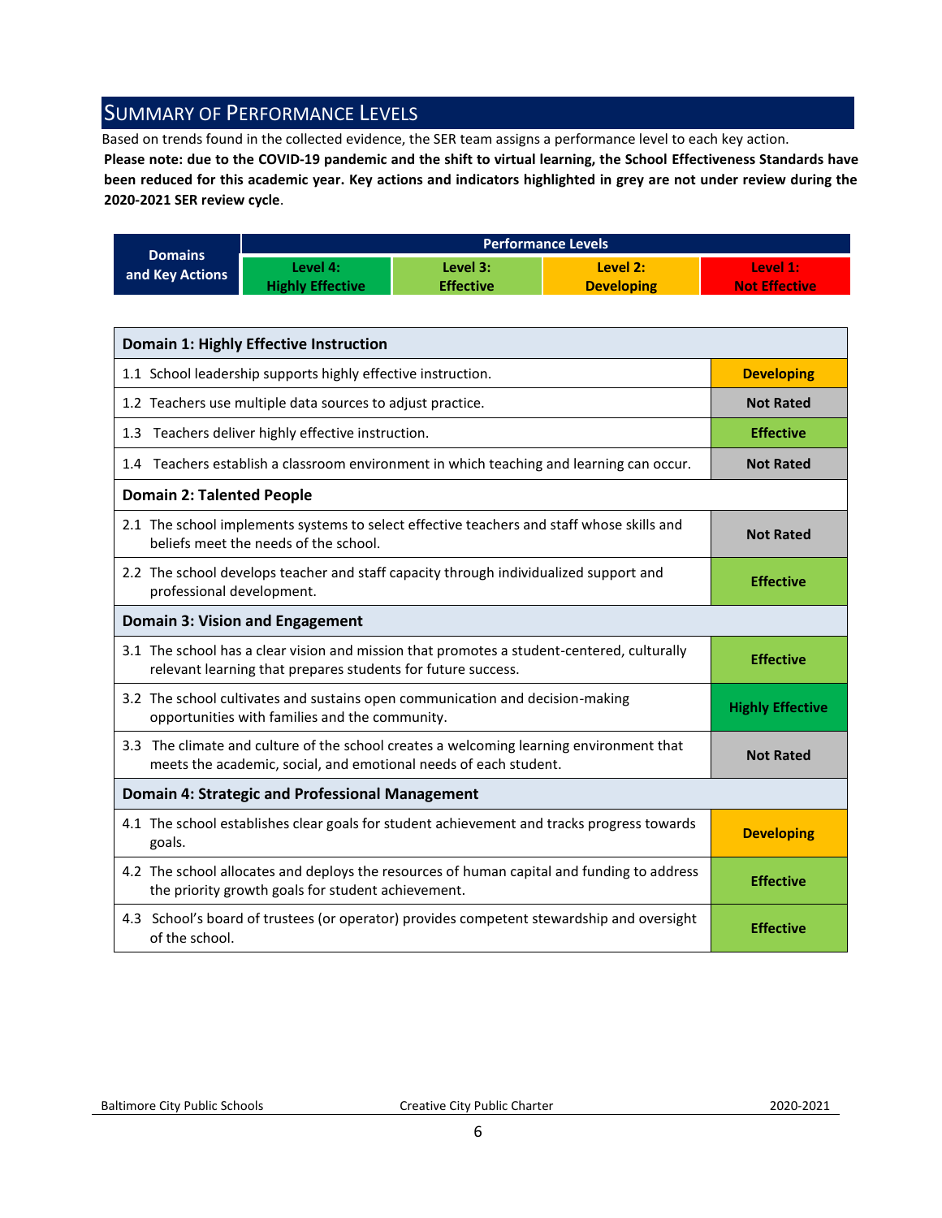## SUMMARY OF PERFORMANCE LEVELS

Based on trends found in the collected evidence, the SER team assigns a performance level to each key action.

**Please note: due to the COVID-19 pandemic and the shift to virtual learning, the School Effectiveness Standards have been reduced for this academic year. Key actions and indicators highlighted in grey are not under review during the 2020-2021 SER review cycle**.

| Domains and Key Actions | Performance Levels | | | |
|---|---|---|---|---|
| | Level 4: Highly Effective | Level 3: Effective | Level 2: Developing | Level 1: Not Effective |

| Domain 1: Highly Effective Instruction | |
|---|---|
| 1.1 School leadership supports highly effective instruction. | **Developing** |
| 1.2 Teachers use multiple data sources to adjust practice. | **Not Rated** |
| 1.3 Teachers deliver highly effective instruction. | **Effective** |
| 1.4 Teachers establish a classroom environment in which teaching and learning can occur. | **Not Rated** |
| **Domain 2: Talented People** | |
| 2.1 The school implements systems to select effective teachers and staff whose skills and beliefs meet the needs of the school. | **Not Rated** |
| 2.2 The school develops teacher and staff capacity through individualized support and professional development. | **Effective** |
| **Domain 3: Vision and Engagement** | |
| 3.1 The school has a clear vision and mission that promotes a student-centered, culturally relevant learning that prepares students for future success. | **Effective** |
| 3.2 The school cultivates and sustains open communication and decision-making opportunities with families and the community. | **Highly Effective** |
| 3.3 The climate and culture of the school creates a welcoming learning environment that meets the academic, social, and emotional needs of each student. | **Not Rated** |
| **Domain 4: Strategic and Professional Management** | |
| 4.1 The school establishes clear goals for student achievement and tracks progress towards goals. | **Developing** |
| 4.2 The school allocates and deploys the resources of human capital and funding to address the priority growth goals for student achievement. | **Effective** |
| 4.3 School's board of trustees (or operator) provides competent stewardship and oversight of the school. | **Effective** |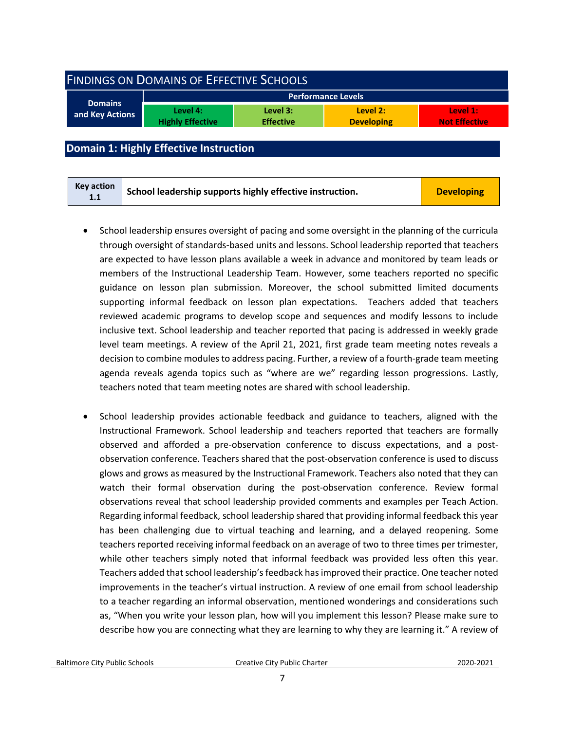## Findings on Domains of Effective Schools

| Domains and Key Actions | Performance Levels | | | |
|---|---|---|---|---|
| | Level 4: Highly Effective | Level 3: Effective | Level 2: Developing | Level 1: Not Effective |

### Domain 1: Highly Effective Instruction

| Key action 1.1 | School leadership supports highly effective instruction. | Developing |
|---|---|---|

- School leadership ensures oversight of pacing and some oversight in the planning of the curricula through oversight of standards-based units and lessons. School leadership reported that teachers are expected to have lesson plans available a week in advance and monitored by team leads or members of the Instructional Leadership Team. However, some teachers reported no specific guidance on lesson plan submission. Moreover, the school submitted limited documents supporting informal feedback on lesson plan expectations. Teachers added that teachers reviewed academic programs to develop scope and sequences and modify lessons to include inclusive text. School leadership and teacher reported that pacing is addressed in weekly grade level team meetings. A review of the April 21, 2021, first grade team meeting notes reveals a decision to combine modules to address pacing. Further, a review of a fourth-grade team meeting agenda reveals agenda topics such as "where are we" regarding lesson progressions. Lastly, teachers noted that team meeting notes are shared with school leadership.

- School leadership provides actionable feedback and guidance to teachers, aligned with the Instructional Framework. School leadership and teachers reported that teachers are formally observed and afforded a pre-observation conference to discuss expectations, and a post-observation conference. Teachers shared that the post-observation conference is used to discuss glows and grows as measured by the Instructional Framework. Teachers also noted that they can watch their formal observation during the post-observation conference. Review formal observations reveal that school leadership provided comments and examples per Teach Action. Regarding informal feedback, school leadership shared that providing informal feedback this year has been challenging due to virtual teaching and learning, and a delayed reopening. Some teachers reported receiving informal feedback on an average of two to three times per trimester, while other teachers simply noted that informal feedback was provided less often this year. Teachers added that school leadership's feedback has improved their practice. One teacher noted improvements in the teacher's virtual instruction. A review of one email from school leadership to a teacher regarding an informal observation, mentioned wonderings and considerations such as, "When you write your lesson plan, how will you implement this lesson? Please make sure to describe how you are connecting what they are learning to why they are learning it." A review of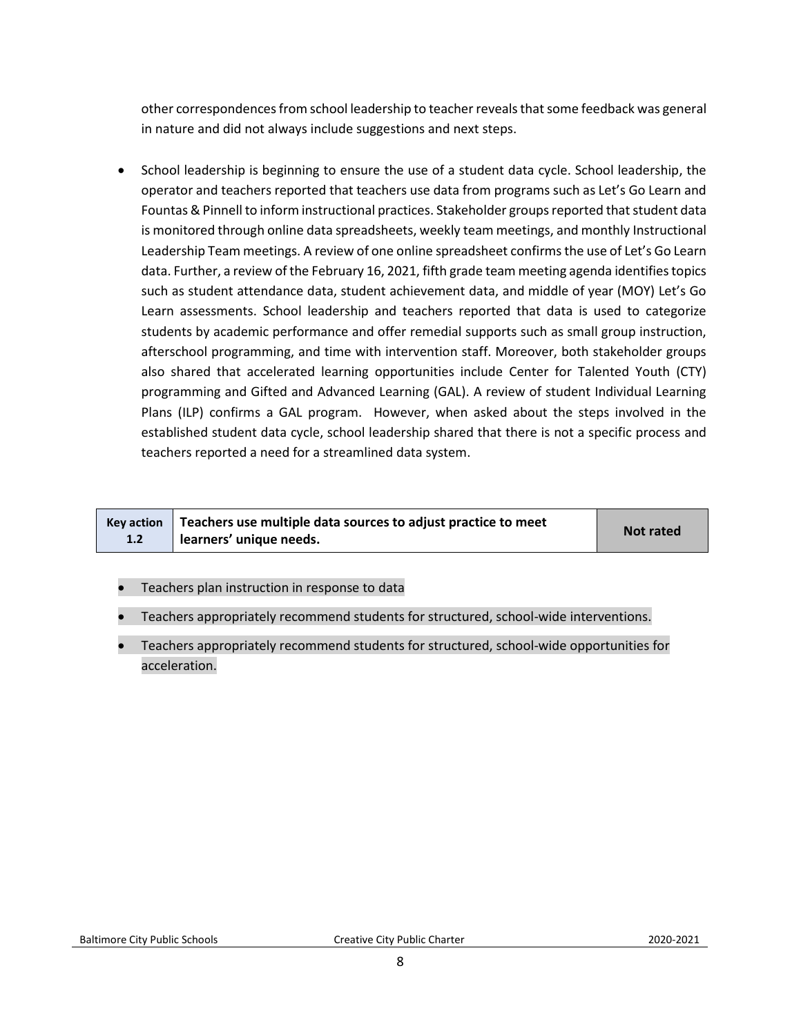other correspondences from school leadership to teacher reveals that some feedback was general in nature and did not always include suggestions and next steps.

- School leadership is beginning to ensure the use of a student data cycle. School leadership, the operator and teachers reported that teachers use data from programs such as Let's Go Learn and Fountas & Pinnell to inform instructional practices. Stakeholder groups reported that student data is monitored through online data spreadsheets, weekly team meetings, and monthly Instructional Leadership Team meetings. A review of one online spreadsheet confirms the use of Let's Go Learn data. Further, a review of the February 16, 2021, fifth grade team meeting agenda identifies topics such as student attendance data, student achievement data, and middle of year (MOY) Let's Go Learn assessments. School leadership and teachers reported that data is used to categorize students by academic performance and offer remedial supports such as small group instruction, afterschool programming, and time with intervention staff. Moreover, both stakeholder groups also shared that accelerated learning opportunities include Center for Talented Youth (CTY) programming and Gifted and Advanced Learning (GAL). A review of student Individual Learning Plans (ILP) confirms a GAL program. However, when asked about the steps involved in the established student data cycle, school leadership shared that there is not a specific process and teachers reported a need for a streamlined data system.

| Key action 1.2 | Teachers use multiple data sources to adjust practice to meet learners' unique needs. | Not rated |
|---|---|---|

- Teachers plan instruction in response to data
- Teachers appropriately recommend students for structured, school-wide interventions.
- Teachers appropriately recommend students for structured, school-wide opportunities for acceleration.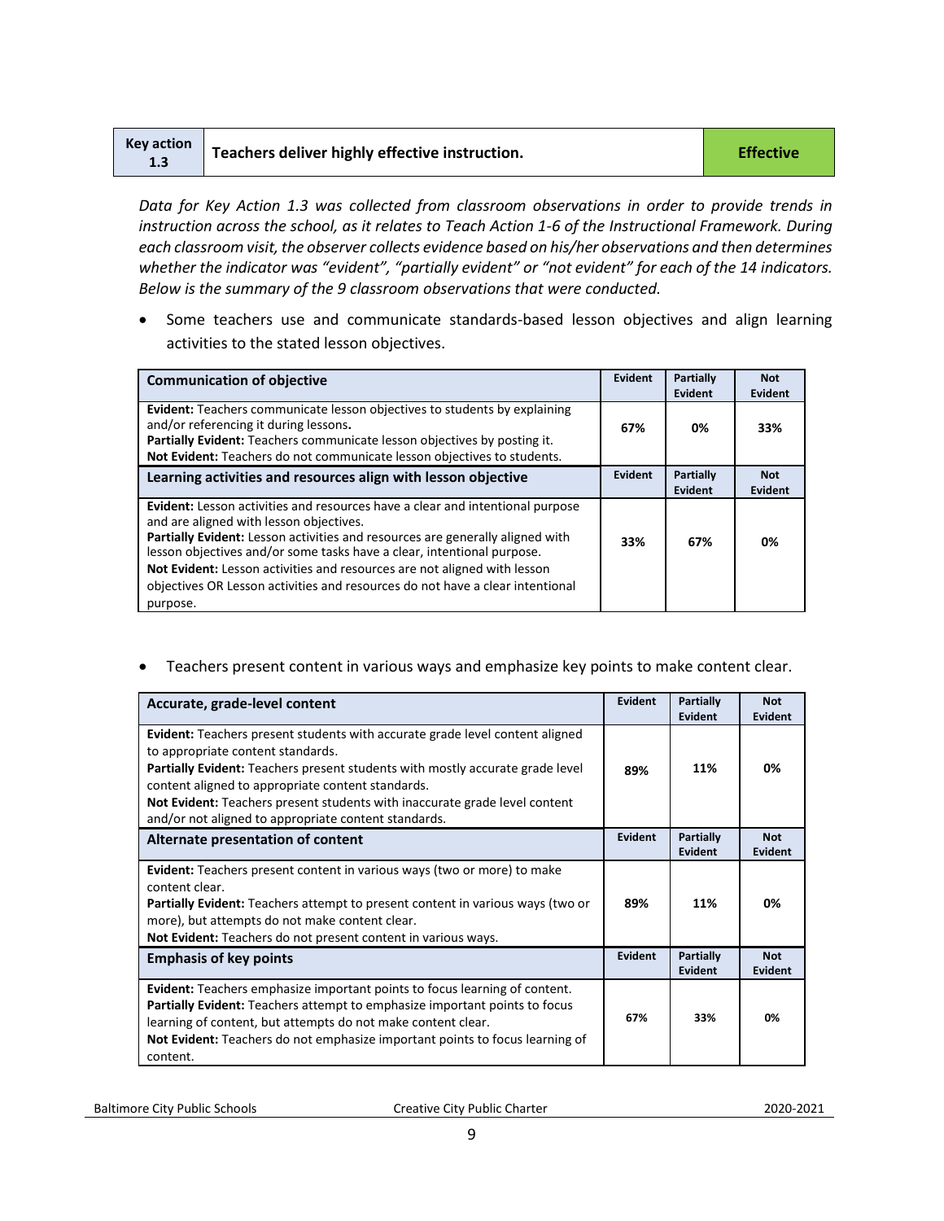| Key action 1.3 | Teachers deliver highly effective instruction. | Effective |
| --- | --- | --- |

*Data for Key Action 1.3 was collected from classroom observations in order to provide trends in instruction across the school, as it relates to Teach Action 1-6 of the Instructional Framework. During each classroom visit, the observer collects evidence based on his/her observations and then determines whether the indicator was "evident", "partially evident" or "not evident" for each of the 14 indicators. Below is the summary of the 9 classroom observations that were conducted.*

- Some teachers use and communicate standards-based lesson objectives and align learning activities to the stated lesson objectives.

| Communication of objective | Evident | Partially Evident | Not Evident |
| --- | --- | --- | --- |
| **Evident:** Teachers communicate lesson objectives to students by explaining and/or referencing it during lessons. **Partially Evident:** Teachers communicate lesson objectives by posting it. **Not Evident:** Teachers do not communicate lesson objectives to students. | 67% | 0% | 33% |
| **Learning activities and resources align with lesson objective** | **Evident** | **Partially Evident** | **Not Evident** |
| **Evident:** Lesson activities and resources have a clear and intentional purpose and are aligned with lesson objectives. **Partially Evident:** Lesson activities and resources are generally aligned with lesson objectives and/or some tasks have a clear, intentional purpose. **Not Evident:** Lesson activities and resources are not aligned with lesson objectives OR Lesson activities and resources do not have a clear intentional purpose. | 33% | 67% | 0% |

- Teachers present content in various ways and emphasize key points to make content clear.

| Accurate, grade-level content | Evident | Partially Evident | Not Evident |
| --- | --- | --- | --- |
| **Evident:** Teachers present students with accurate grade level content aligned to appropriate content standards. **Partially Evident:** Teachers present students with mostly accurate grade level content aligned to appropriate content standards. **Not Evident:** Teachers present students with inaccurate grade level content and/or not aligned to appropriate content standards. | 89% | 11% | 0% |
| **Alternate presentation of content** | **Evident** | **Partially Evident** | **Not Evident** |
| **Evident:** Teachers present content in various ways (two or more) to make content clear. **Partially Evident:** Teachers attempt to present content in various ways (two or more), but attempts do not make content clear. **Not Evident:** Teachers do not present content in various ways. | 89% | 11% | 0% |
| **Emphasis of key points** | **Evident** | **Partially Evident** | **Not Evident** |
| **Evident:** Teachers emphasize important points to focus learning of content. **Partially Evident:** Teachers attempt to emphasize important points to focus learning of content, but attempts do not make content clear. **Not Evident:** Teachers do not emphasize important points to focus learning of content. | 67% | 33% | 0% |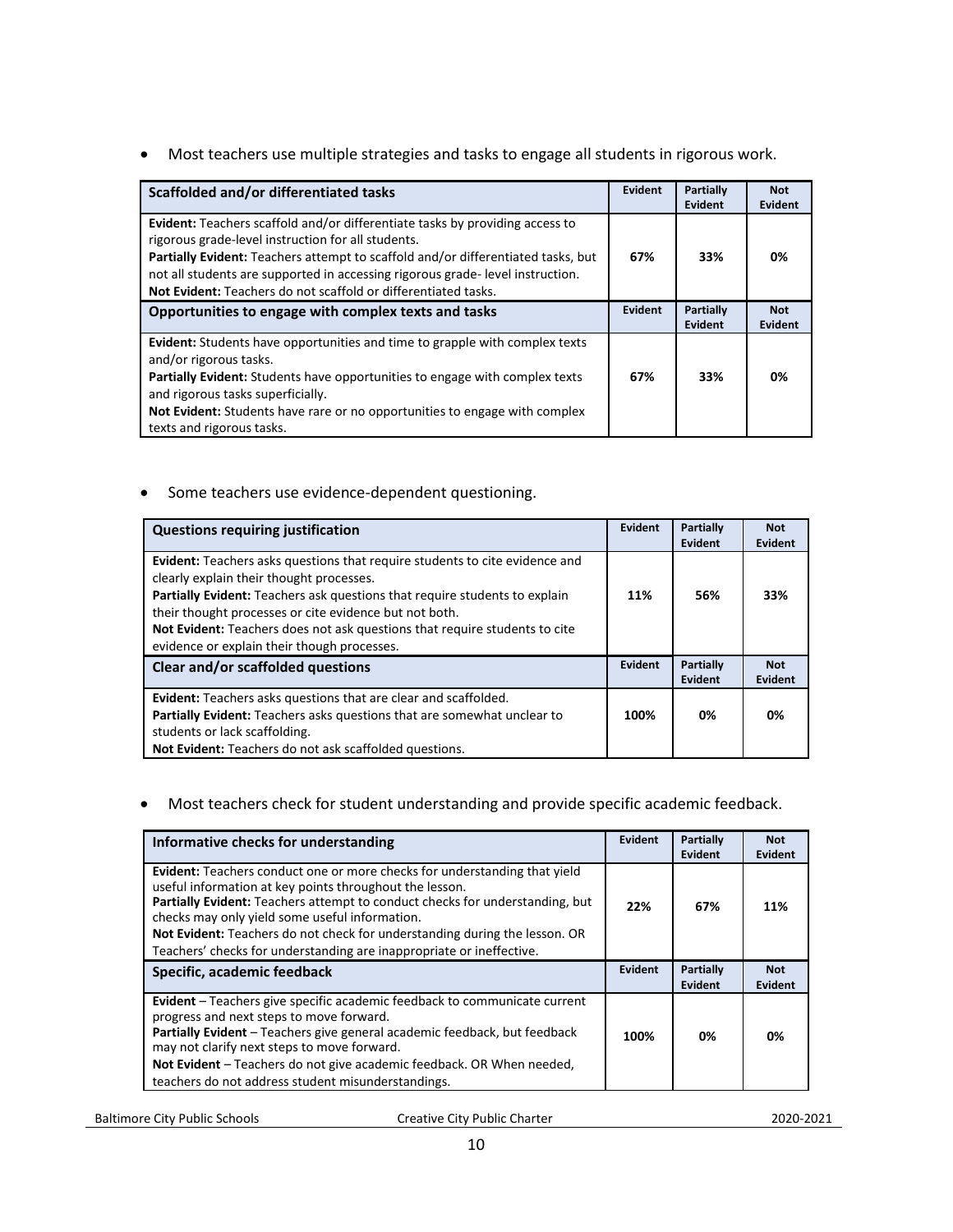- Most teachers use multiple strategies and tasks to engage all students in rigorous work.

| Scaffolded and/or differentiated tasks | Evident | Partially Evident | Not Evident |
|---|---|---|---|
| **Evident:** Teachers scaffold and/or differentiate tasks by providing access to rigorous grade-level instruction for all students.<br>**Partially Evident:** Teachers attempt to scaffold and/or differentiated tasks, but not all students are supported in accessing rigorous grade- level instruction.<br>**Not Evident:** Teachers do not scaffold or differentiated tasks. | 67% | 33% | 0% |
| **Opportunities to engage with complex texts and tasks** | **Evident** | **Partially Evident** | **Not Evident** |
| **Evident:** Students have opportunities and time to grapple with complex texts and/or rigorous tasks.<br>**Partially Evident:** Students have opportunities to engage with complex texts and rigorous tasks superficially.<br>**Not Evident:** Students have rare or no opportunities to engage with complex texts and rigorous tasks. | 67% | 33% | 0% |

- Some teachers use evidence-dependent questioning.

| Questions requiring justification | Evident | Partially Evident | Not Evident |
|---|---|---|---|
| **Evident:** Teachers asks questions that require students to cite evidence and clearly explain their thought processes.<br>**Partially Evident:** Teachers ask questions that require students to explain their thought processes or cite evidence but not both.<br>**Not Evident:** Teachers does not ask questions that require students to cite evidence or explain their though processes. | 11% | 56% | 33% |
| **Clear and/or scaffolded questions** | **Evident** | **Partially Evident** | **Not Evident** |
| **Evident:** Teachers asks questions that are clear and scaffolded.<br>**Partially Evident:** Teachers asks questions that are somewhat unclear to students or lack scaffolding.<br>**Not Evident:** Teachers do not ask scaffolded questions. | 100% | 0% | 0% |

- Most teachers check for student understanding and provide specific academic feedback.

| Informative checks for understanding | Evident | Partially Evident | Not Evident |
|---|---|---|---|
| **Evident:** Teachers conduct one or more checks for understanding that yield useful information at key points throughout the lesson.<br>**Partially Evident:** Teachers attempt to conduct checks for understanding, but checks may only yield some useful information.<br>**Not Evident:** Teachers do not check for understanding during the lesson. OR Teachers' checks for understanding are inappropriate or ineffective. | 22% | 67% | 11% |
| **Specific, academic feedback** | **Evident** | **Partially Evident** | **Not Evident** |
| **Evident** – Teachers give specific academic feedback to communicate current progress and next steps to move forward.<br>**Partially Evident** – Teachers give general academic feedback, but feedback may not clarify next steps to move forward.<br>**Not Evident** – Teachers do not give academic feedback. OR When needed, teachers do not address student misunderstandings. | 100% | 0% | 0% |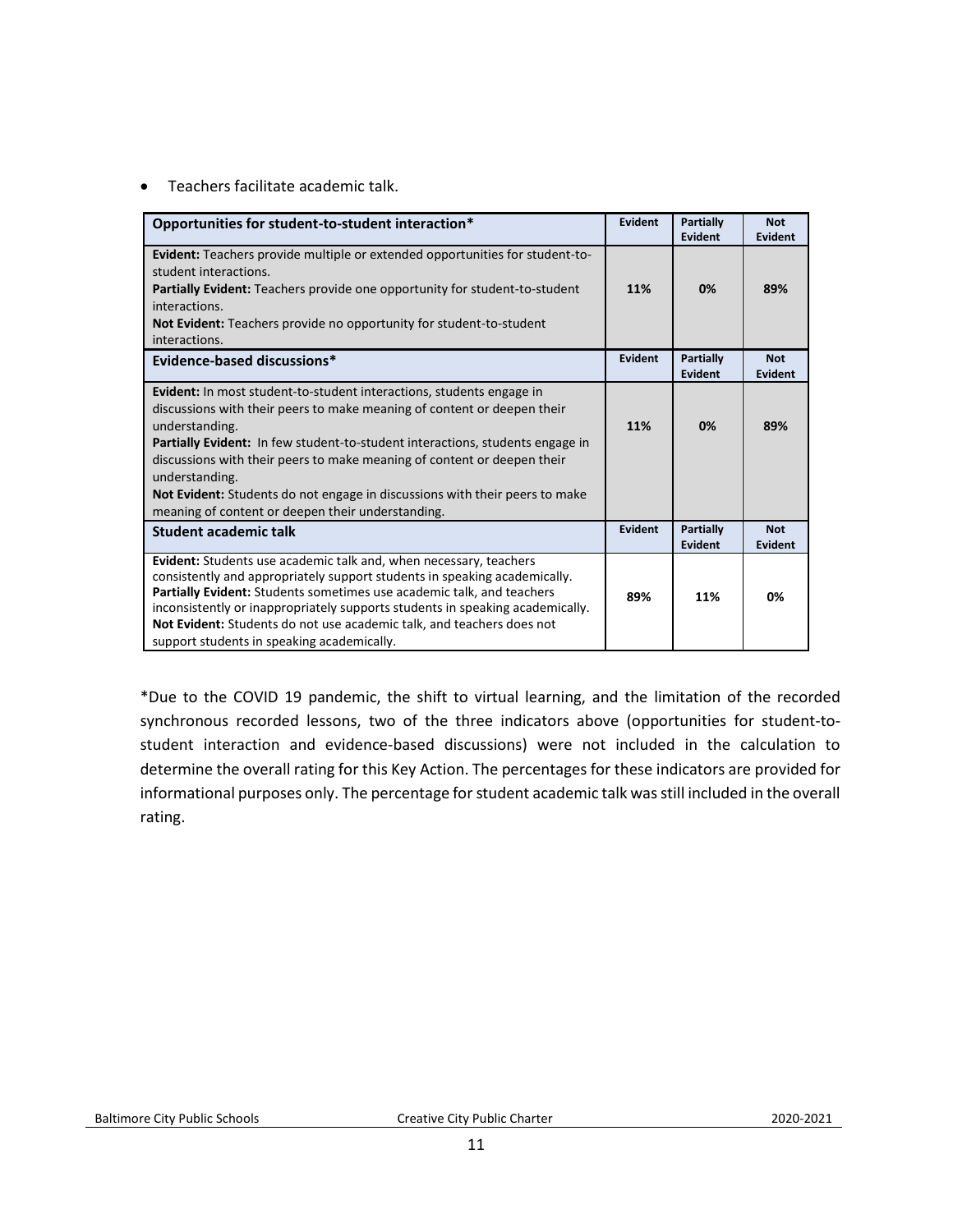- Teachers facilitate academic talk.

| Opportunities for student-to-student interaction* | Evident | Partially Evident | Not Evident |
|---|---|---|---|
| **Evident:** Teachers provide multiple or extended opportunities for student-to-student interactions.<br>**Partially Evident:** Teachers provide one opportunity for student-to-student interactions.<br>**Not Evident:** Teachers provide no opportunity for student-to-student interactions. | **11%** | **0%** | **89%** |
| **Evidence-based discussions*** | **Evident** | **Partially Evident** | **Not Evident** |
| **Evident:** In most student-to-student interactions, students engage in discussions with their peers to make meaning of content or deepen their understanding.<br>**Partially Evident:** In few student-to-student interactions, students engage in discussions with their peers to make meaning of content or deepen their understanding.<br>**Not Evident:** Students do not engage in discussions with their peers to make meaning of content or deepen their understanding. | **11%** | **0%** | **89%** |
| **Student academic talk** | **Evident** | **Partially Evident** | **Not Evident** |
| **Evident:** Students use academic talk and, when necessary, teachers consistently and appropriately support students in speaking academically.<br>**Partially Evident:** Students sometimes use academic talk, and teachers inconsistently or inappropriately supports students in speaking academically.<br>**Not Evident:** Students do not use academic talk, and teachers does not support students in speaking academically. | **89%** | **11%** | **0%** |

*Due to the COVID 19 pandemic, the shift to virtual learning, and the limitation of the recorded synchronous recorded lessons, two of the three indicators above (opportunities for student-to-student interaction and evidence-based discussions) were not included in the calculation to determine the overall rating for this Key Action. The percentages for these indicators are provided for informational purposes only. The percentage for student academic talk was still included in the overall rating.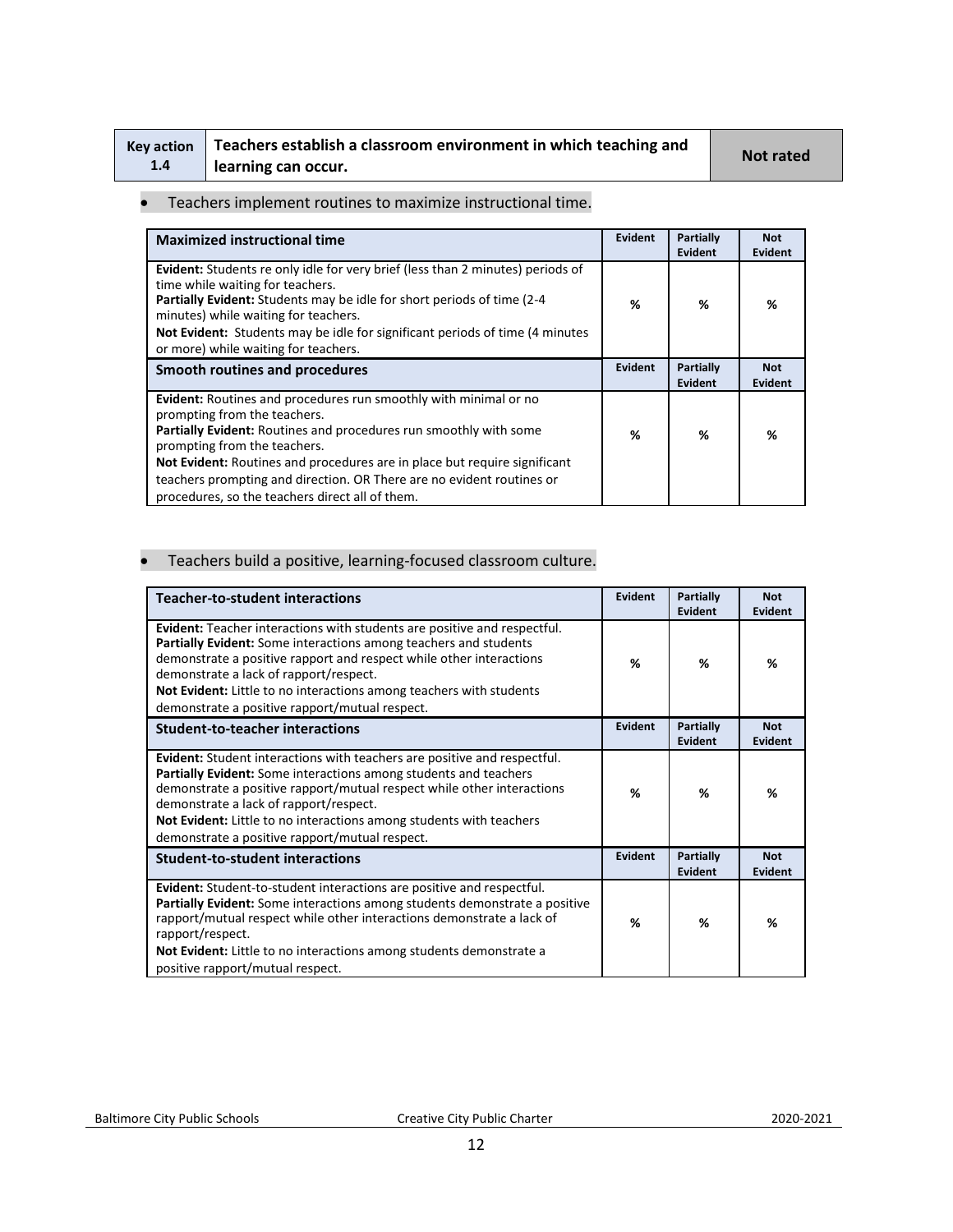| Key action 1.4 | Teachers establish a classroom environment in which teaching and learning can occur. | Not rated |
|---|---|---|

- Teachers implement routines to maximize instructional time.

| Maximized instructional time | Evident | Partially Evident | Not Evident |
|---|---|---|---|
| **Evident:** Students re only idle for very brief (less than 2 minutes) periods of time while waiting for teachers.<br>**Partially Evident:** Students may be idle for short periods of time (2-4 minutes) while waiting for teachers.<br>**Not Evident:** Students may be idle for significant periods of time (4 minutes or more) while waiting for teachers. | % | % | % |
| **Smooth routines and procedures** | **Evident** | **Partially Evident** | **Not Evident** |
| **Evident:** Routines and procedures run smoothly with minimal or no prompting from the teachers.<br>**Partially Evident:** Routines and procedures run smoothly with some prompting from the teachers.<br>**Not Evident:** Routines and procedures are in place but require significant teachers prompting and direction. OR There are no evident routines or procedures, so the teachers direct all of them. | % | % | % |

- Teachers build a positive, learning-focused classroom culture.

| Teacher-to-student interactions | Evident | Partially Evident | Not Evident |
|---|---|---|---|
| **Evident:** Teacher interactions with students are positive and respectful.<br>**Partially Evident:** Some interactions among teachers and students demonstrate a positive rapport and respect while other interactions demonstrate a lack of rapport/respect.<br>**Not Evident:** Little to no interactions among teachers with students demonstrate a positive rapport/mutual respect. | % | % | % |
| **Student-to-teacher interactions** | **Evident** | **Partially Evident** | **Not Evident** |
| **Evident:** Student interactions with teachers are positive and respectful.<br>**Partially Evident:** Some interactions among students and teachers demonstrate a positive rapport/mutual respect while other interactions demonstrate a lack of rapport/respect.<br>**Not Evident:** Little to no interactions among students with teachers demonstrate a positive rapport/mutual respect. | % | % | % |
| **Student-to-student interactions** | **Evident** | **Partially Evident** | **Not Evident** |
| **Evident:** Student-to-student interactions are positive and respectful.<br>**Partially Evident:** Some interactions among students demonstrate a positive rapport/mutual respect while other interactions demonstrate a lack of rapport/respect.<br>**Not Evident:** Little to no interactions among students demonstrate a positive rapport/mutual respect. | % | % | % |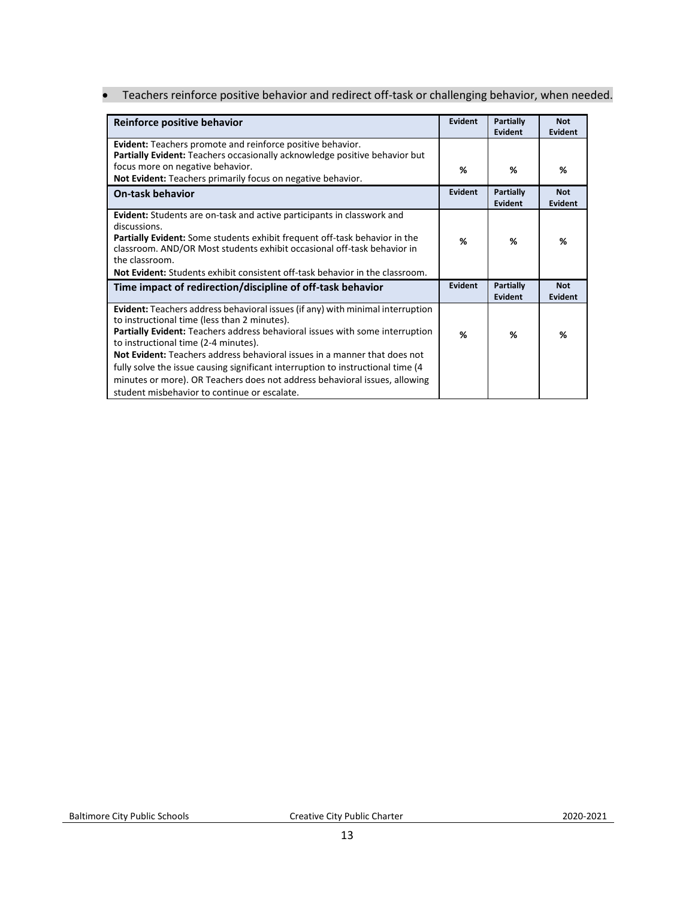- Teachers reinforce positive behavior and redirect off-task or challenging behavior, when needed.

| Reinforce positive behavior | Evident | Partially Evident | Not Evident |
|---|---|---|---|
| **Evident:** Teachers promote and reinforce positive behavior.<br>**Partially Evident:** Teachers occasionally acknowledge positive behavior but focus more on negative behavior.<br>**Not Evident:** Teachers primarily focus on negative behavior. | % | % | % |
| **On-task behavior** | **Evident** | **Partially Evident** | **Not Evident** |
| **Evident:** Students are on-task and active participants in classwork and discussions.<br>**Partially Evident:** Some students exhibit frequent off-task behavior in the classroom. AND/OR Most students exhibit occasional off-task behavior in the classroom.<br>**Not Evident:** Students exhibit consistent off-task behavior in the classroom. | % | % | % |
| **Time impact of redirection/discipline of off-task behavior** | **Evident** | **Partially Evident** | **Not Evident** |
| **Evident:** Teachers address behavioral issues (if any) with minimal interruption to instructional time (less than 2 minutes).<br>**Partially Evident:** Teachers address behavioral issues with some interruption to instructional time (2-4 minutes).<br>**Not Evident:** Teachers address behavioral issues in a manner that does not fully solve the issue causing significant interruption to instructional time (4 minutes or more). OR Teachers does not address behavioral issues, allowing student misbehavior to continue or escalate. | % | % | % |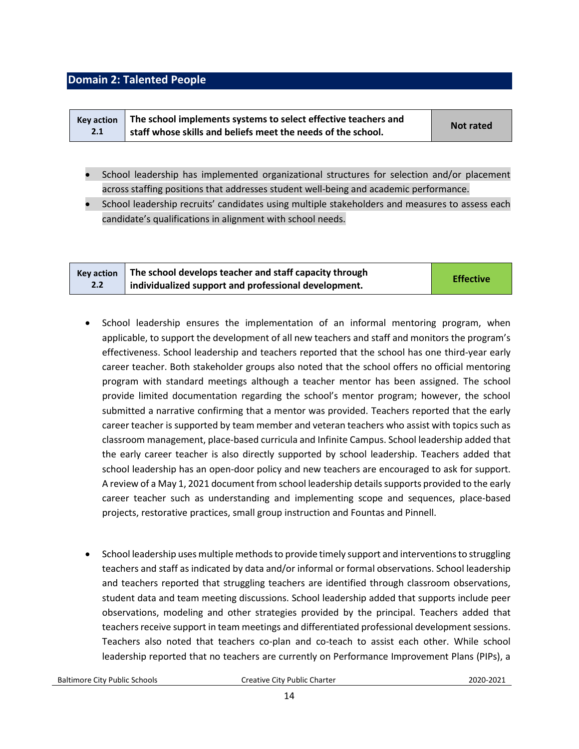## Domain 2: Talented People

| Key action 2.1 | The school implements systems to select effective teachers and staff whose skills and beliefs meet the needs of the school. | Not rated |
|---|---|---|

- School leadership has implemented organizational structures for selection and/or placement across staffing positions that addresses student well-being and academic performance.
- School leadership recruits' candidates using multiple stakeholders and measures to assess each candidate's qualifications in alignment with school needs.

| Key action 2.2 | The school develops teacher and staff capacity through individualized support and professional development. | Effective |
|---|---|---|

- School leadership ensures the implementation of an informal mentoring program, when applicable, to support the development of all new teachers and staff and monitors the program's effectiveness. School leadership and teachers reported that the school has one third-year early career teacher. Both stakeholder groups also noted that the school offers no official mentoring program with standard meetings although a teacher mentor has been assigned. The school provide limited documentation regarding the school's mentor program; however, the school submitted a narrative confirming that a mentor was provided. Teachers reported that the early career teacher is supported by team member and veteran teachers who assist with topics such as classroom management, place-based curricula and Infinite Campus. School leadership added that the early career teacher is also directly supported by school leadership. Teachers added that school leadership has an open-door policy and new teachers are encouraged to ask for support. A review of a May 1, 2021 document from school leadership details supports provided to the early career teacher such as understanding and implementing scope and sequences, place-based projects, restorative practices, small group instruction and Fountas and Pinnell.

- School leadership uses multiple methods to provide timely support and interventions to struggling teachers and staff as indicated by data and/or informal or formal observations. School leadership and teachers reported that struggling teachers are identified through classroom observations, student data and team meeting discussions. School leadership added that supports include peer observations, modeling and other strategies provided by the principal. Teachers added that teachers receive support in team meetings and differentiated professional development sessions. Teachers also noted that teachers co-plan and co-teach to assist each other. While school leadership reported that no teachers are currently on Performance Improvement Plans (PIPs), a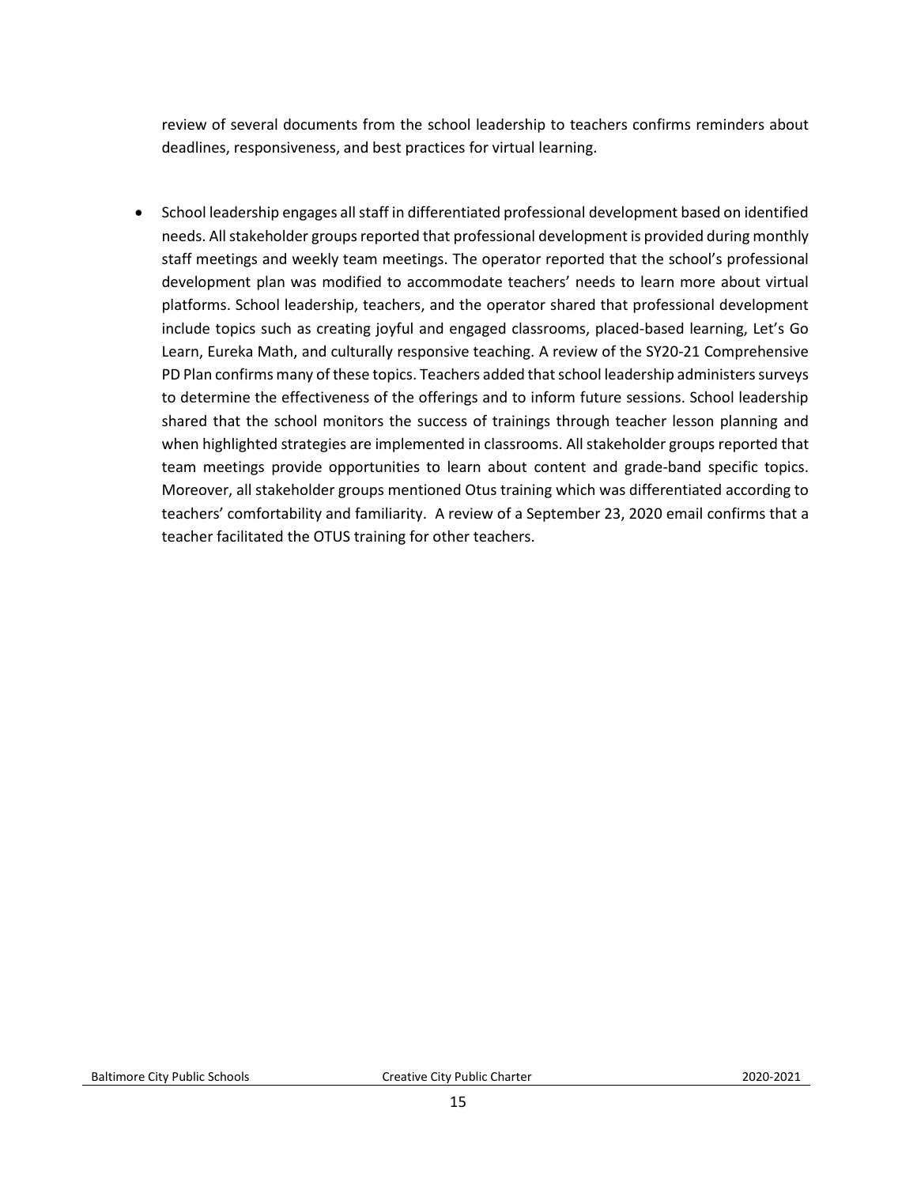review of several documents from the school leadership to teachers confirms reminders about deadlines, responsiveness, and best practices for virtual learning.

- School leadership engages all staff in differentiated professional development based on identified needs. All stakeholder groups reported that professional development is provided during monthly staff meetings and weekly team meetings. The operator reported that the school's professional development plan was modified to accommodate teachers' needs to learn more about virtual platforms. School leadership, teachers, and the operator shared that professional development include topics such as creating joyful and engaged classrooms, placed-based learning, Let's Go Learn, Eureka Math, and culturally responsive teaching. A review of the SY20-21 Comprehensive PD Plan confirms many of these topics. Teachers added that school leadership administers surveys to determine the effectiveness of the offerings and to inform future sessions. School leadership shared that the school monitors the success of trainings through teacher lesson planning and when highlighted strategies are implemented in classrooms. All stakeholder groups reported that team meetings provide opportunities to learn about content and grade-band specific topics. Moreover, all stakeholder groups mentioned Otus training which was differentiated according to teachers' comfortability and familiarity. A review of a September 23, 2020 email confirms that a teacher facilitated the OTUS training for other teachers.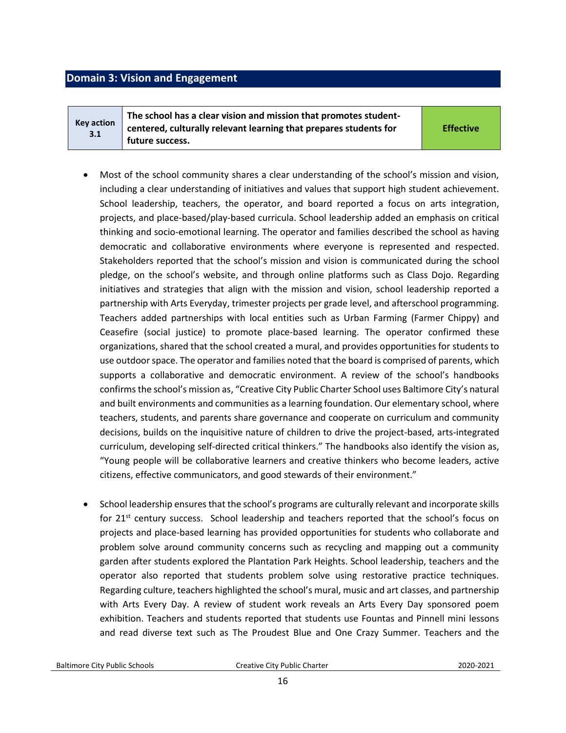## Domain 3: Vision and Engagement

| Key action 3.1 | The school has a clear vision and mission that promotes student-centered, culturally relevant learning that prepares students for future success. | Effective |
|---|---|---|

- Most of the school community shares a clear understanding of the school's mission and vision, including a clear understanding of initiatives and values that support high student achievement. School leadership, teachers, the operator, and board reported a focus on arts integration, projects, and place-based/play-based curricula. School leadership added an emphasis on critical thinking and socio-emotional learning. The operator and families described the school as having democratic and collaborative environments where everyone is represented and respected. Stakeholders reported that the school's mission and vision is communicated during the school pledge, on the school's website, and through online platforms such as Class Dojo. Regarding initiatives and strategies that align with the mission and vision, school leadership reported a partnership with Arts Everyday, trimester projects per grade level, and afterschool programming. Teachers added partnerships with local entities such as Urban Farming (Farmer Chippy) and Ceasefire (social justice) to promote place-based learning. The operator confirmed these organizations, shared that the school created a mural, and provides opportunities for students to use outdoor space. The operator and families noted that the board is comprised of parents, which supports a collaborative and democratic environment. A review of the school's handbooks confirms the school's mission as, "Creative City Public Charter School uses Baltimore City's natural and built environments and communities as a learning foundation. Our elementary school, where teachers, students, and parents share governance and cooperate on curriculum and community decisions, builds on the inquisitive nature of children to drive the project-based, arts-integrated curriculum, developing self-directed critical thinkers." The handbooks also identify the vision as, "Young people will be collaborative learners and creative thinkers who become leaders, active citizens, effective communicators, and good stewards of their environment."

- School leadership ensures that the school's programs are culturally relevant and incorporate skills for 21st century success. School leadership and teachers reported that the school's focus on projects and place-based learning has provided opportunities for students who collaborate and problem solve around community concerns such as recycling and mapping out a community garden after students explored the Plantation Park Heights. School leadership, teachers and the operator also reported that students problem solve using restorative practice techniques. Regarding culture, teachers highlighted the school's mural, music and art classes, and partnership with Arts Every Day. A review of student work reveals an Arts Every Day sponsored poem exhibition. Teachers and students reported that students use Fountas and Pinnell mini lessons and read diverse text such as The Proudest Blue and One Crazy Summer. Teachers and the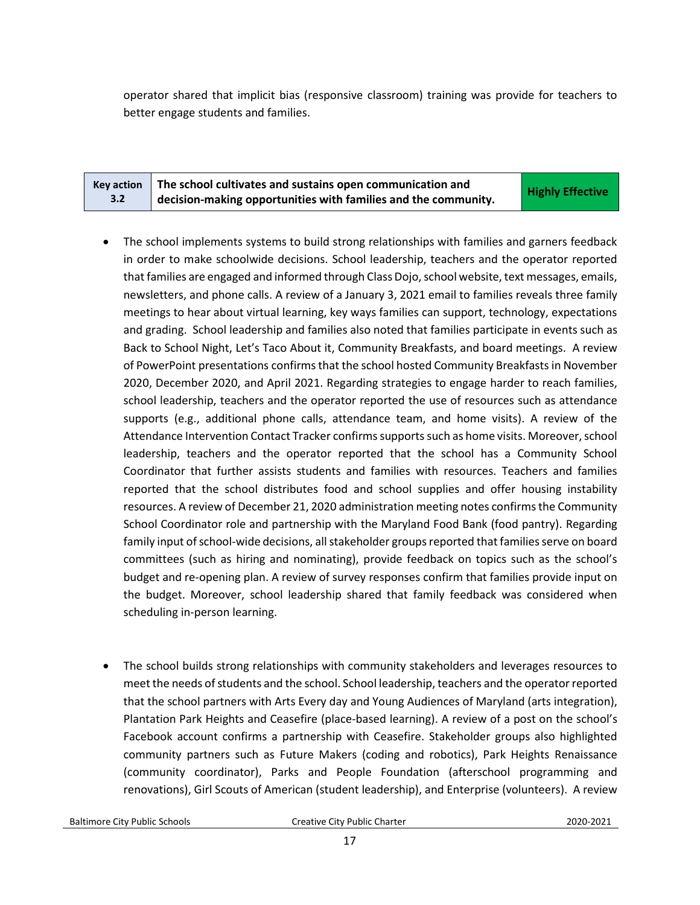operator shared that implicit bias (responsive classroom) training was provide for teachers to better engage students and families.

| Key action 3.2 | The school cultivates and sustains open communication and decision-making opportunities with families and the community. | Highly Effective |
| --- | --- | --- |

- The school implements systems to build strong relationships with families and garners feedback in order to make schoolwide decisions. School leadership, teachers and the operator reported that families are engaged and informed through Class Dojo, school website, text messages, emails, newsletters, and phone calls. A review of a January 3, 2021 email to families reveals three family meetings to hear about virtual learning, key ways families can support, technology, expectations and grading. School leadership and families also noted that families participate in events such as Back to School Night, Let's Taco About it, Community Breakfasts, and board meetings. A review of PowerPoint presentations confirms that the school hosted Community Breakfasts in November 2020, December 2020, and April 2021. Regarding strategies to engage harder to reach families, school leadership, teachers and the operator reported the use of resources such as attendance supports (e.g., additional phone calls, attendance team, and home visits). A review of the Attendance Intervention Contact Tracker confirms supports such as home visits. Moreover, school leadership, teachers and the operator reported that the school has a Community School Coordinator that further assists students and families with resources. Teachers and families reported that the school distributes food and school supplies and offer housing instability resources. A review of December 21, 2020 administration meeting notes confirms the Community School Coordinator role and partnership with the Maryland Food Bank (food pantry). Regarding family input of school-wide decisions, all stakeholder groups reported that families serve on board committees (such as hiring and nominating), provide feedback on topics such as the school's budget and re-opening plan. A review of survey responses confirm that families provide input on the budget. Moreover, school leadership shared that family feedback was considered when scheduling in-person learning.

- The school builds strong relationships with community stakeholders and leverages resources to meet the needs of students and the school. School leadership, teachers and the operator reported that the school partners with Arts Every day and Young Audiences of Maryland (arts integration), Plantation Park Heights and Ceasefire (place-based learning). A review of a post on the school's Facebook account confirms a partnership with Ceasefire. Stakeholder groups also highlighted community partners such as Future Makers (coding and robotics), Park Heights Renaissance (community coordinator), Parks and People Foundation (afterschool programming and renovations), Girl Scouts of American (student leadership), and Enterprise (volunteers). A review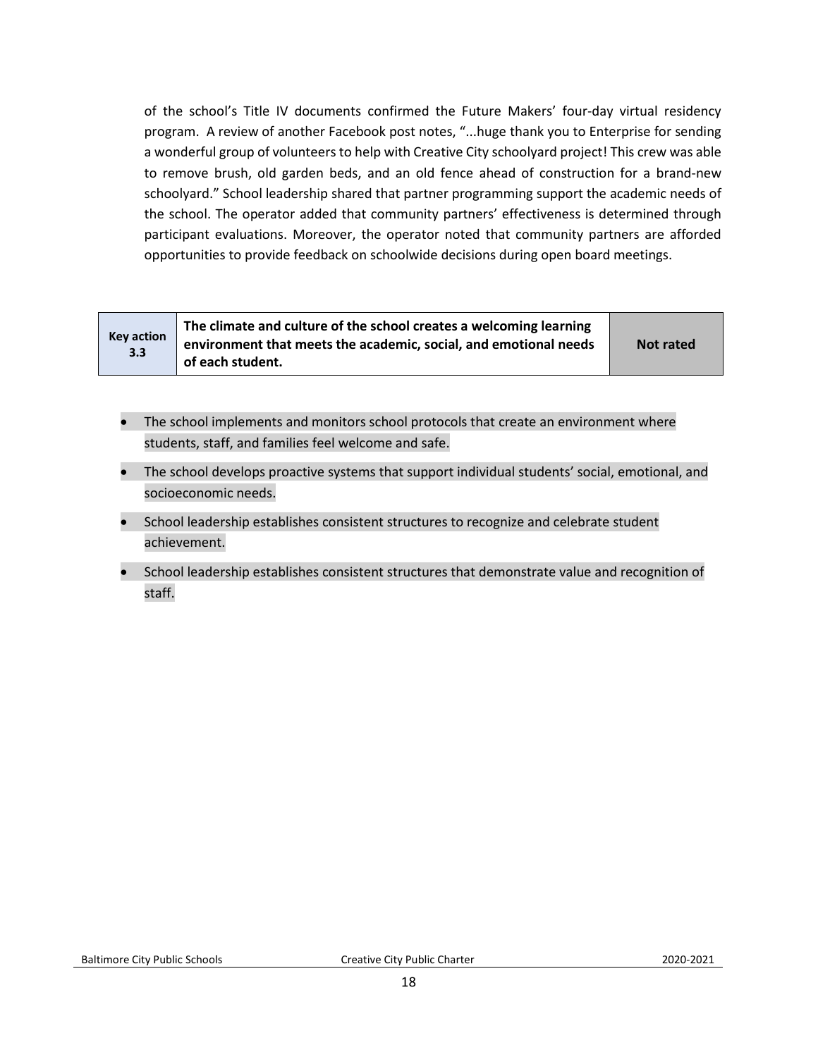of the school's Title IV documents confirmed the Future Makers' four-day virtual residency program. A review of another Facebook post notes, "...huge thank you to Enterprise for sending a wonderful group of volunteers to help with Creative City schoolyard project! This crew was able to remove brush, old garden beds, and an old fence ahead of construction for a brand-new schoolyard." School leadership shared that partner programming support the academic needs of the school. The operator added that community partners' effectiveness is determined through participant evaluations. Moreover, the operator noted that community partners are afforded opportunities to provide feedback on schoolwide decisions during open board meetings.

| Key action 3.3 | The climate and culture of the school creates a welcoming learning environment that meets the academic, social, and emotional needs of each student. | Not rated |
|---|---|---|

- The school implements and monitors school protocols that create an environment where students, staff, and families feel welcome and safe.
- The school develops proactive systems that support individual students' social, emotional, and socioeconomic needs.
- School leadership establishes consistent structures to recognize and celebrate student achievement.
- School leadership establishes consistent structures that demonstrate value and recognition of staff.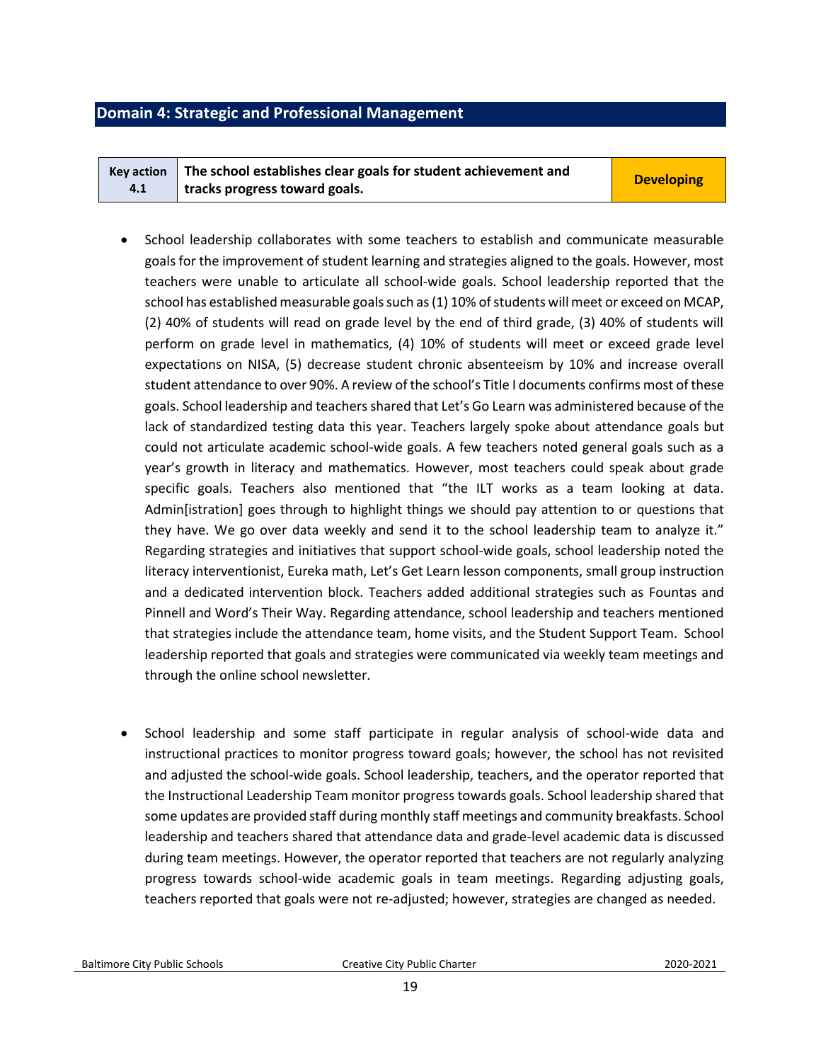## Domain 4: Strategic and Professional Management

| Key action 4.1 | The school establishes clear goals for student achievement and tracks progress toward goals. | Developing |
|---|---|---|

- School leadership collaborates with some teachers to establish and communicate measurable goals for the improvement of student learning and strategies aligned to the goals. However, most teachers were unable to articulate all school-wide goals. School leadership reported that the school has established measurable goals such as (1) 10% of students will meet or exceed on MCAP, (2) 40% of students will read on grade level by the end of third grade, (3) 40% of students will perform on grade level in mathematics, (4) 10% of students will meet or exceed grade level expectations on NISA, (5) decrease student chronic absenteeism by 10% and increase overall student attendance to over 90%. A review of the school's Title I documents confirms most of these goals. School leadership and teachers shared that Let's Go Learn was administered because of the lack of standardized testing data this year. Teachers largely spoke about attendance goals but could not articulate academic school-wide goals. A few teachers noted general goals such as a year's growth in literacy and mathematics. However, most teachers could speak about grade specific goals. Teachers also mentioned that "the ILT works as a team looking at data. Admin[istration] goes through to highlight things we should pay attention to or questions that they have. We go over data weekly and send it to the school leadership team to analyze it." Regarding strategies and initiatives that support school-wide goals, school leadership noted the literacy interventionist, Eureka math, Let's Get Learn lesson components, small group instruction and a dedicated intervention block. Teachers added additional strategies such as Fountas and Pinnell and Word's Their Way. Regarding attendance, school leadership and teachers mentioned that strategies include the attendance team, home visits, and the Student Support Team. School leadership reported that goals and strategies were communicated via weekly team meetings and through the online school newsletter.

- School leadership and some staff participate in regular analysis of school-wide data and instructional practices to monitor progress toward goals; however, the school has not revisited and adjusted the school-wide goals. School leadership, teachers, and the operator reported that the Instructional Leadership Team monitor progress towards goals. School leadership shared that some updates are provided staff during monthly staff meetings and community breakfasts. School leadership and teachers shared that attendance data and grade-level academic data is discussed during team meetings. However, the operator reported that teachers are not regularly analyzing progress towards school-wide academic goals in team meetings. Regarding adjusting goals, teachers reported that goals were not re-adjusted; however, strategies are changed as needed.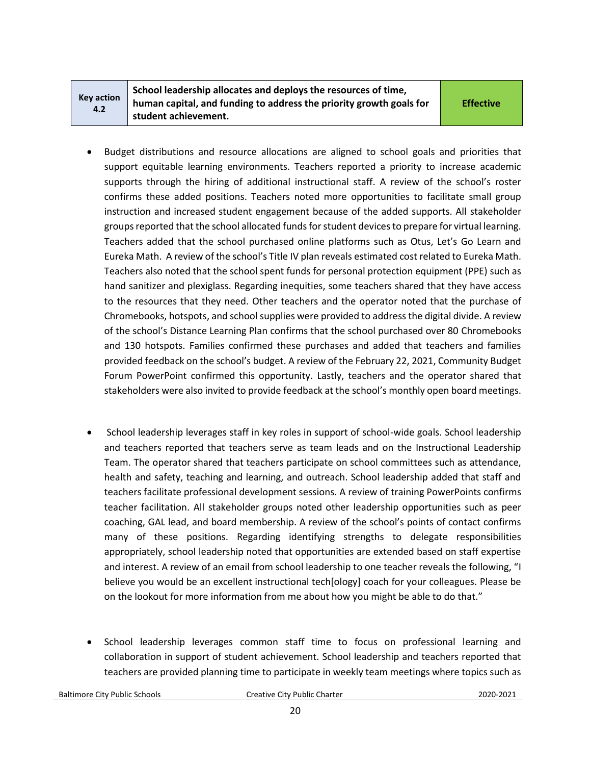| Key action 4.2 | School leadership allocates and deploys the resources of time, human capital, and funding to address the priority growth goals for student achievement. | Effective |
|---|---|---|

- Budget distributions and resource allocations are aligned to school goals and priorities that support equitable learning environments. Teachers reported a priority to increase academic supports through the hiring of additional instructional staff. A review of the school's roster confirms these added positions. Teachers noted more opportunities to facilitate small group instruction and increased student engagement because of the added supports. All stakeholder groups reported that the school allocated funds for student devices to prepare for virtual learning. Teachers added that the school purchased online platforms such as Otus, Let's Go Learn and Eureka Math. A review of the school's Title IV plan reveals estimated cost related to Eureka Math. Teachers also noted that the school spent funds for personal protection equipment (PPE) such as hand sanitizer and plexiglass. Regarding inequities, some teachers shared that they have access to the resources that they need. Other teachers and the operator noted that the purchase of Chromebooks, hotspots, and school supplies were provided to address the digital divide. A review of the school's Distance Learning Plan confirms that the school purchased over 80 Chromebooks and 130 hotspots. Families confirmed these purchases and added that teachers and families provided feedback on the school's budget. A review of the February 22, 2021, Community Budget Forum PowerPoint confirmed this opportunity. Lastly, teachers and the operator shared that stakeholders were also invited to provide feedback at the school's monthly open board meetings.

- School leadership leverages staff in key roles in support of school-wide goals. School leadership and teachers reported that teachers serve as team leads and on the Instructional Leadership Team. The operator shared that teachers participate on school committees such as attendance, health and safety, teaching and learning, and outreach. School leadership added that staff and teachers facilitate professional development sessions. A review of training PowerPoints confirms teacher facilitation. All stakeholder groups noted other leadership opportunities such as peer coaching, GAL lead, and board membership. A review of the school's points of contact confirms many of these positions. Regarding identifying strengths to delegate responsibilities appropriately, school leadership noted that opportunities are extended based on staff expertise and interest. A review of an email from school leadership to one teacher reveals the following, "I believe you would be an excellent instructional tech[ology] coach for your colleagues. Please be on the lookout for more information from me about how you might be able to do that."

- School leadership leverages common staff time to focus on professional learning and collaboration in support of student achievement. School leadership and teachers reported that teachers are provided planning time to participate in weekly team meetings where topics such as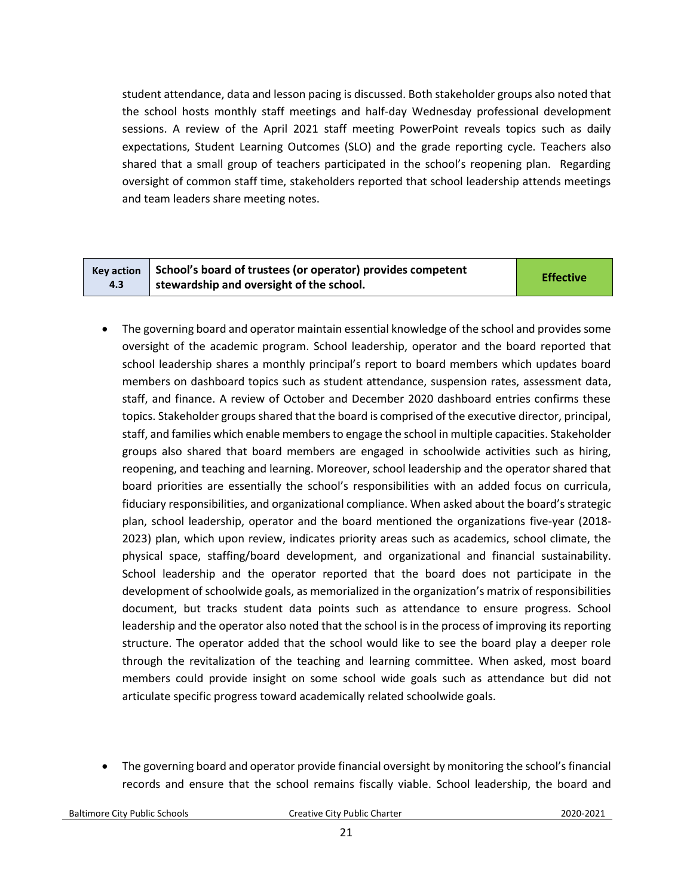student attendance, data and lesson pacing is discussed. Both stakeholder groups also noted that the school hosts monthly staff meetings and half-day Wednesday professional development sessions. A review of the April 2021 staff meeting PowerPoint reveals topics such as daily expectations, Student Learning Outcomes (SLO) and the grade reporting cycle. Teachers also shared that a small group of teachers participated in the school's reopening plan. Regarding oversight of common staff time, stakeholders reported that school leadership attends meetings and team leaders share meeting notes.

| Key action 4.3 | School's board of trustees (or operator) provides competent stewardship and oversight of the school. | Effective |
|---|---|---|

- The governing board and operator maintain essential knowledge of the school and provides some oversight of the academic program. School leadership, operator and the board reported that school leadership shares a monthly principal's report to board members which updates board members on dashboard topics such as student attendance, suspension rates, assessment data, staff, and finance. A review of October and December 2020 dashboard entries confirms these topics. Stakeholder groups shared that the board is comprised of the executive director, principal, staff, and families which enable members to engage the school in multiple capacities. Stakeholder groups also shared that board members are engaged in schoolwide activities such as hiring, reopening, and teaching and learning. Moreover, school leadership and the operator shared that board priorities are essentially the school's responsibilities with an added focus on curricula, fiduciary responsibilities, and organizational compliance. When asked about the board's strategic plan, school leadership, operator and the board mentioned the organizations five-year (2018-2023) plan, which upon review, indicates priority areas such as academics, school climate, the physical space, staffing/board development, and organizational and financial sustainability. School leadership and the operator reported that the board does not participate in the development of schoolwide goals, as memorialized in the organization's matrix of responsibilities document, but tracks student data points such as attendance to ensure progress. School leadership and the operator also noted that the school is in the process of improving its reporting structure. The operator added that the school would like to see the board play a deeper role through the revitalization of the teaching and learning committee. When asked, most board members could provide insight on some school wide goals such as attendance but did not articulate specific progress toward academically related schoolwide goals.

- The governing board and operator provide financial oversight by monitoring the school's financial records and ensure that the school remains fiscally viable. School leadership, the board and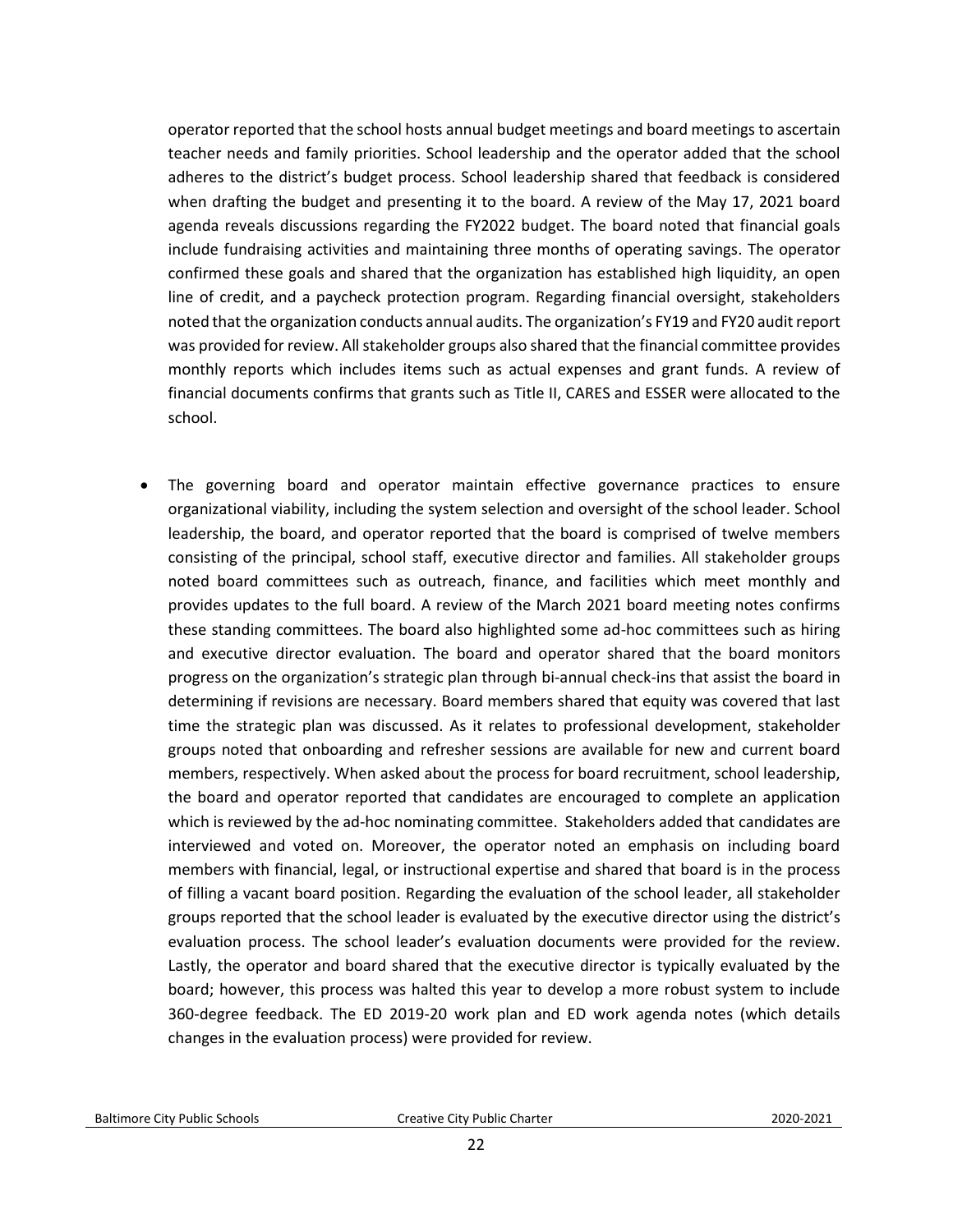operator reported that the school hosts annual budget meetings and board meetings to ascertain teacher needs and family priorities. School leadership and the operator added that the school adheres to the district's budget process. School leadership shared that feedback is considered when drafting the budget and presenting it to the board. A review of the May 17, 2021 board agenda reveals discussions regarding the FY2022 budget. The board noted that financial goals include fundraising activities and maintaining three months of operating savings. The operator confirmed these goals and shared that the organization has established high liquidity, an open line of credit, and a paycheck protection program. Regarding financial oversight, stakeholders noted that the organization conducts annual audits. The organization's FY19 and FY20 audit report was provided for review. All stakeholder groups also shared that the financial committee provides monthly reports which includes items such as actual expenses and grant funds. A review of financial documents confirms that grants such as Title II, CARES and ESSER were allocated to the school.

- The governing board and operator maintain effective governance practices to ensure organizational viability, including the system selection and oversight of the school leader. School leadership, the board, and operator reported that the board is comprised of twelve members consisting of the principal, school staff, executive director and families. All stakeholder groups noted board committees such as outreach, finance, and facilities which meet monthly and provides updates to the full board. A review of the March 2021 board meeting notes confirms these standing committees. The board also highlighted some ad-hoc committees such as hiring and executive director evaluation. The board and operator shared that the board monitors progress on the organization's strategic plan through bi-annual check-ins that assist the board in determining if revisions are necessary. Board members shared that equity was covered that last time the strategic plan was discussed. As it relates to professional development, stakeholder groups noted that onboarding and refresher sessions are available for new and current board members, respectively. When asked about the process for board recruitment, school leadership, the board and operator reported that candidates are encouraged to complete an application which is reviewed by the ad-hoc nominating committee. Stakeholders added that candidates are interviewed and voted on. Moreover, the operator noted an emphasis on including board members with financial, legal, or instructional expertise and shared that board is in the process of filling a vacant board position. Regarding the evaluation of the school leader, all stakeholder groups reported that the school leader is evaluated by the executive director using the district's evaluation process. The school leader's evaluation documents were provided for the review. Lastly, the operator and board shared that the executive director is typically evaluated by the board; however, this process was halted this year to develop a more robust system to include 360-degree feedback. The ED 2019-20 work plan and ED work agenda notes (which details changes in the evaluation process) were provided for review.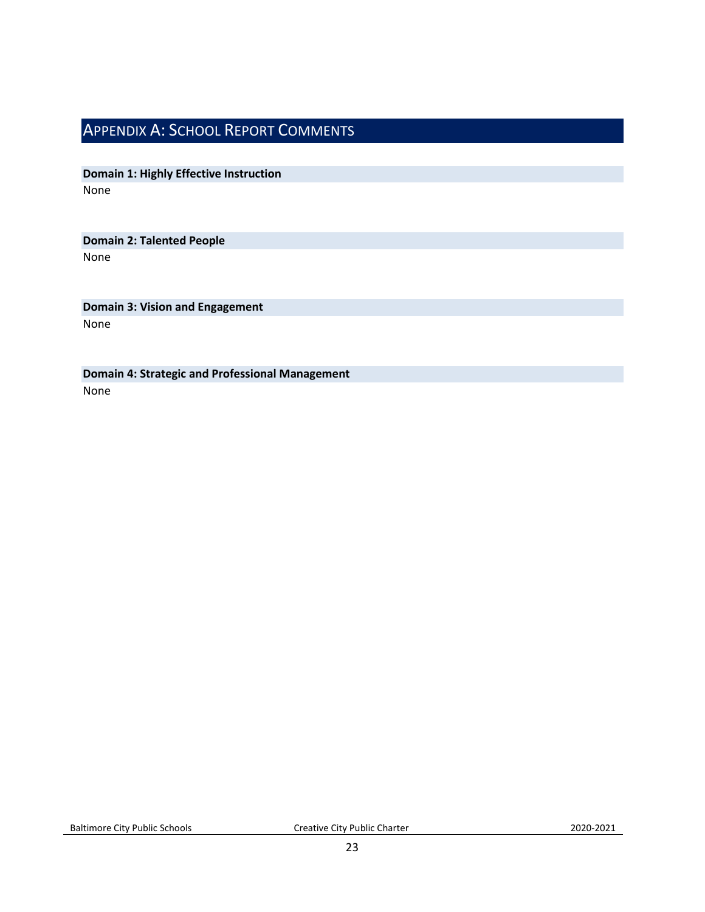# Appendix A: School Report Comments

**Domain 1: Highly Effective Instruction**

None

**Domain 2: Talented People**

None

**Domain 3: Vision and Engagement**

None

**Domain 4: Strategic and Professional Management**

None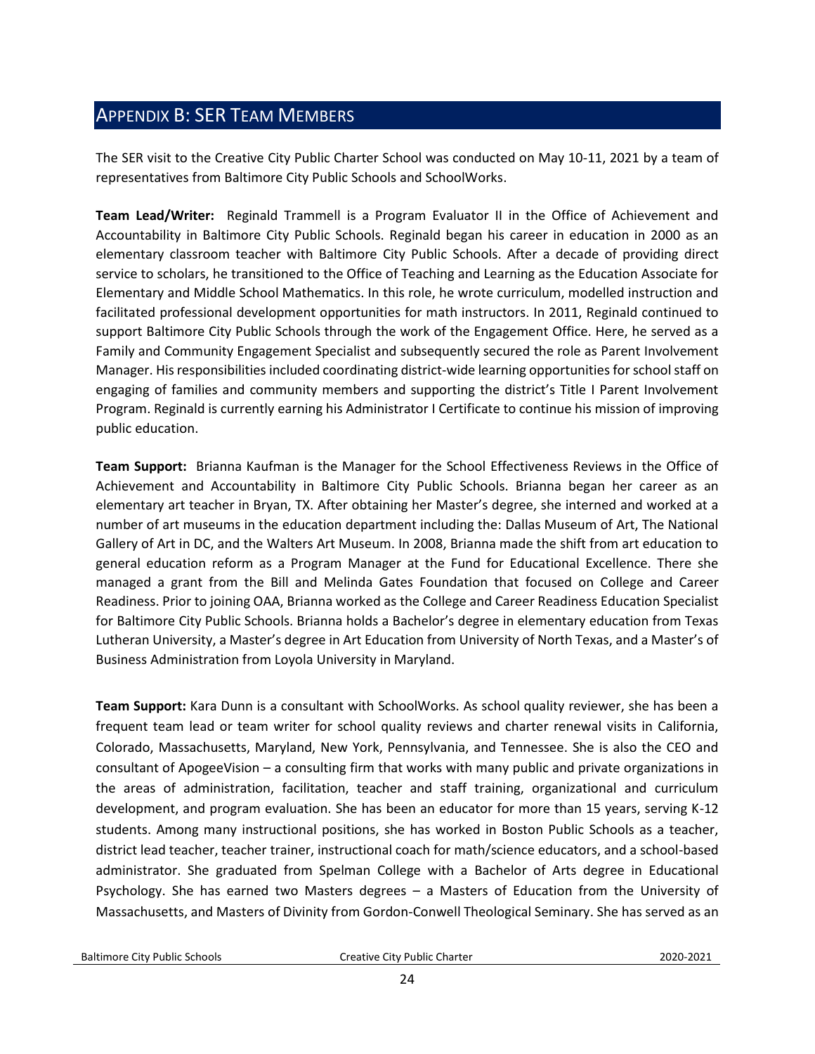## Appendix B: SER Team Members

The SER visit to the Creative City Public Charter School was conducted on May 10-11, 2021 by a team of representatives from Baltimore City Public Schools and SchoolWorks.

**Team Lead/Writer:** Reginald Trammell is a Program Evaluator II in the Office of Achievement and Accountability in Baltimore City Public Schools. Reginald began his career in education in 2000 as an elementary classroom teacher with Baltimore City Public Schools. After a decade of providing direct service to scholars, he transitioned to the Office of Teaching and Learning as the Education Associate for Elementary and Middle School Mathematics. In this role, he wrote curriculum, modelled instruction and facilitated professional development opportunities for math instructors. In 2011, Reginald continued to support Baltimore City Public Schools through the work of the Engagement Office. Here, he served as a Family and Community Engagement Specialist and subsequently secured the role as Parent Involvement Manager. His responsibilities included coordinating district-wide learning opportunities for school staff on engaging of families and community members and supporting the district's Title I Parent Involvement Program. Reginald is currently earning his Administrator I Certificate to continue his mission of improving public education.

**Team Support:** Brianna Kaufman is the Manager for the School Effectiveness Reviews in the Office of Achievement and Accountability in Baltimore City Public Schools. Brianna began her career as an elementary art teacher in Bryan, TX. After obtaining her Master's degree, she interned and worked at a number of art museums in the education department including the: Dallas Museum of Art, The National Gallery of Art in DC, and the Walters Art Museum. In 2008, Brianna made the shift from art education to general education reform as a Program Manager at the Fund for Educational Excellence. There she managed a grant from the Bill and Melinda Gates Foundation that focused on College and Career Readiness. Prior to joining OAA, Brianna worked as the College and Career Readiness Education Specialist for Baltimore City Public Schools. Brianna holds a Bachelor's degree in elementary education from Texas Lutheran University, a Master's degree in Art Education from University of North Texas, and a Master's of Business Administration from Loyola University in Maryland.

**Team Support:** Kara Dunn is a consultant with SchoolWorks. As school quality reviewer, she has been a frequent team lead or team writer for school quality reviews and charter renewal visits in California, Colorado, Massachusetts, Maryland, New York, Pennsylvania, and Tennessee. She is also the CEO and consultant of ApogeeVision – a consulting firm that works with many public and private organizations in the areas of administration, facilitation, teacher and staff training, organizational and curriculum development, and program evaluation. She has been an educator for more than 15 years, serving K-12 students. Among many instructional positions, she has worked in Boston Public Schools as a teacher, district lead teacher, teacher trainer, instructional coach for math/science educators, and a school-based administrator. She graduated from Spelman College with a Bachelor of Arts degree in Educational Psychology. She has earned two Masters degrees – a Masters of Education from the University of Massachusetts, and Masters of Divinity from Gordon-Conwell Theological Seminary. She has served as an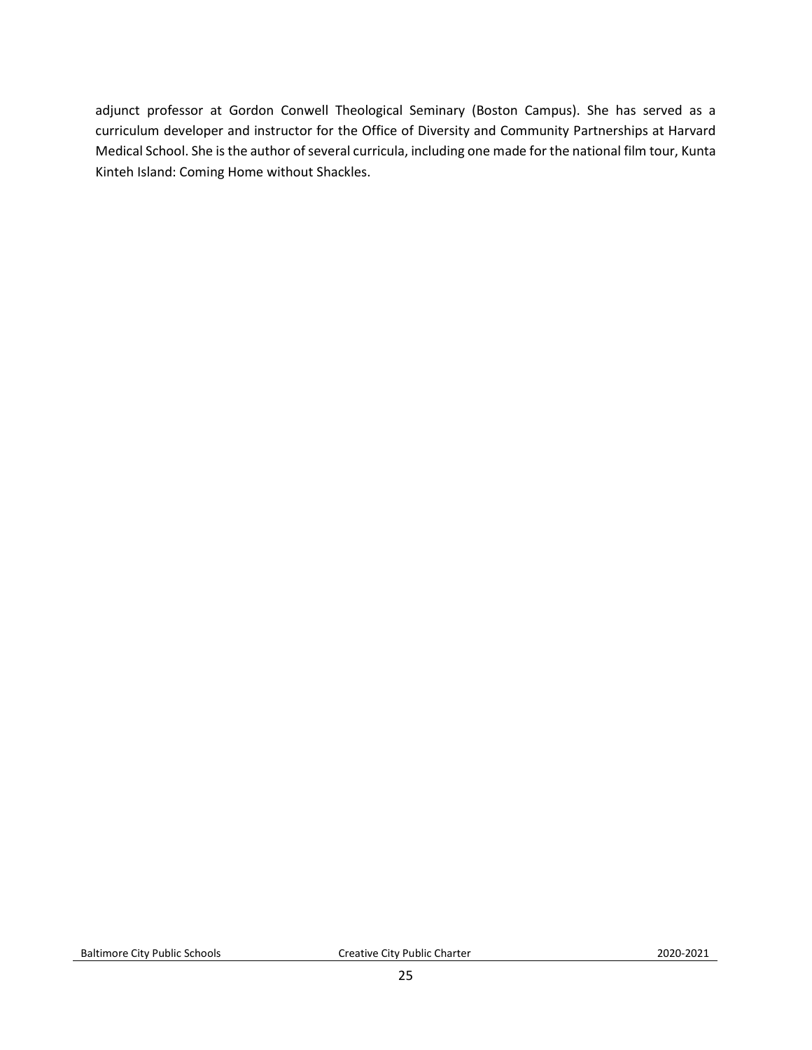adjunct professor at Gordon Conwell Theological Seminary (Boston Campus). She has served as a curriculum developer and instructor for the Office of Diversity and Community Partnerships at Harvard Medical School. She is the author of several curricula, including one made for the national film tour, Kunta Kinteh Island: Coming Home without Shackles.